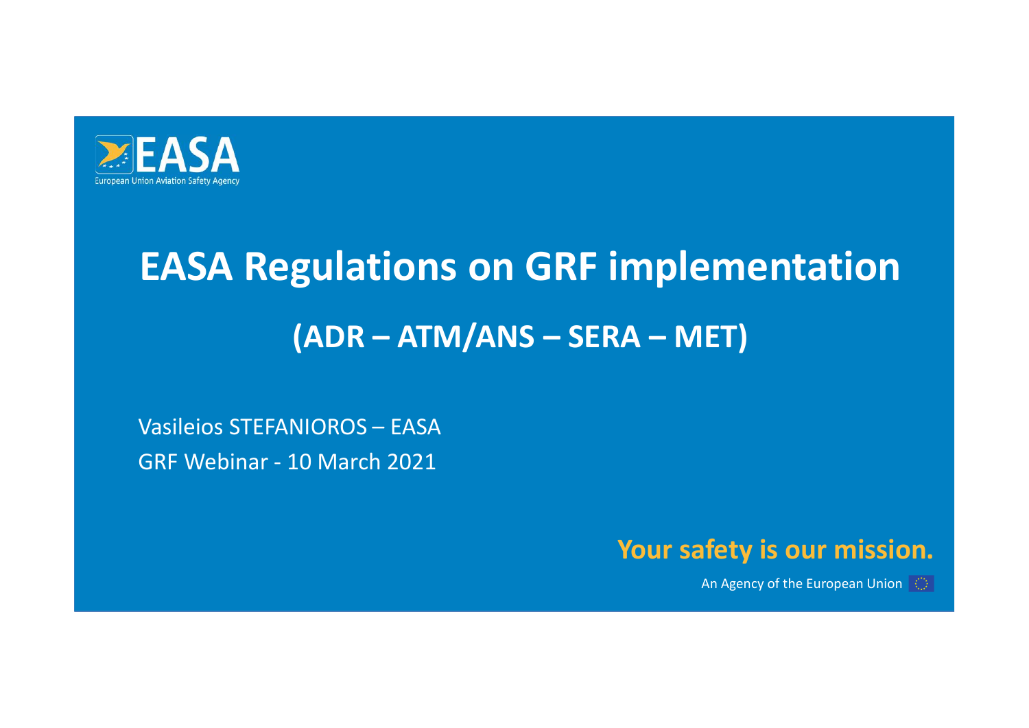EASA

European Union Aviation Safety Agency

# EASA Regulations on GRF implementation

## (ADR – ATM/ANS – SERA – MET)

Vasileios STEFANIOROS – EASA

GRF Webinar - 10 March 2021

**Your safety is our mission.**

An Agency of the European Union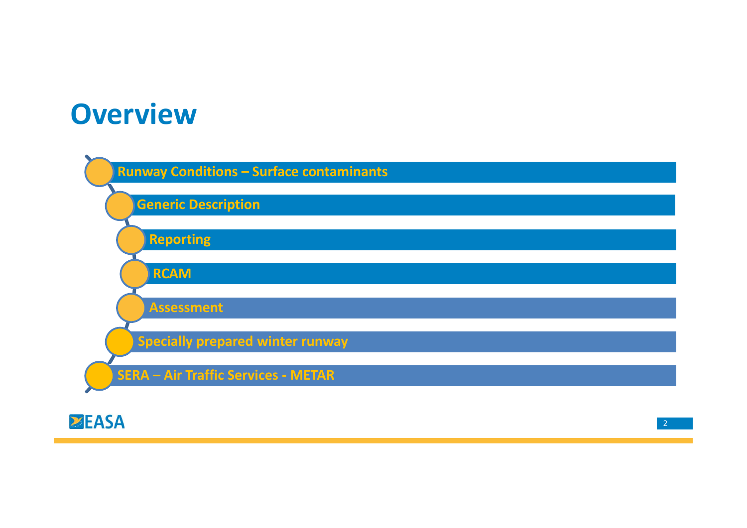# Overview

- Runway Conditions – Surface contaminants
- Generic Description
- Reporting
- RCAM
- Assessment
- Specially prepared winter runway
- SERA – Air Traffic Services - METAR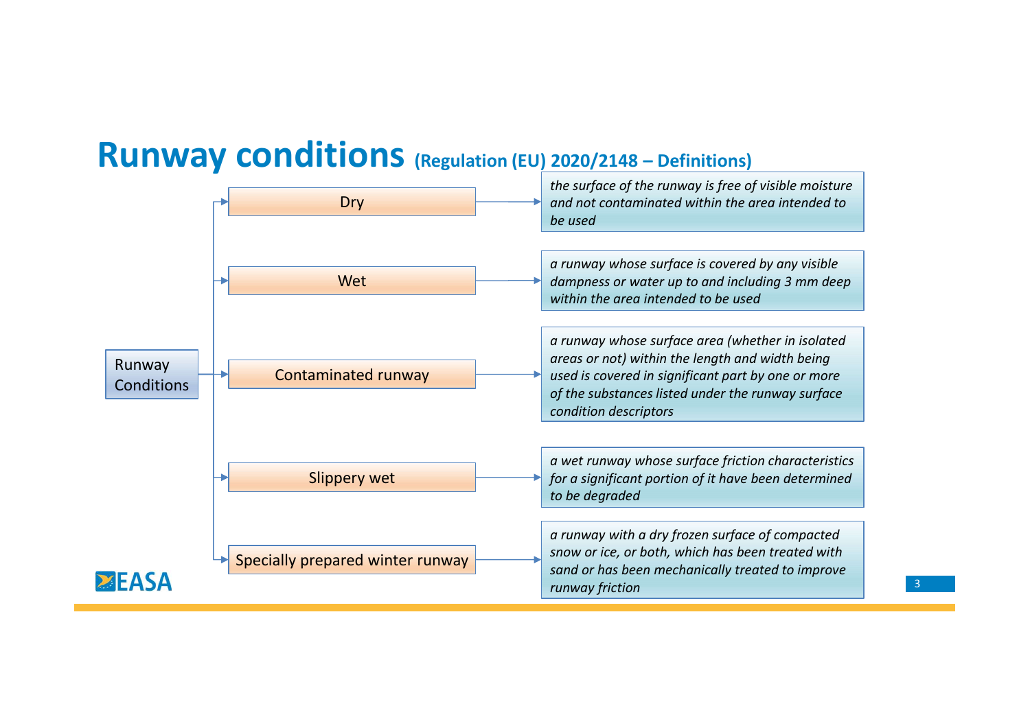# Runway conditions (Regulation (EU) 2020/2148 – Definitions)

**Runway Conditions**

- **Dry** → *the surface of the runway is free of visible moisture and not contaminated within the area intended to be used*
- **Wet** → *a runway whose surface is covered by any visible dampness or water up to and including 3 mm deep within the area intended to be used*
- **Contaminated runway** → *a runway whose surface area (whether in isolated areas or not) within the length and width being used is covered in significant part by one or more of the substances listed under the runway surface condition descriptors*
- **Slippery wet** → *a wet runway whose surface friction characteristics for a significant portion of it have been determined to be degraded*
- **Specially prepared winter runway** → *a runway with a dry frozen surface of compacted snow or ice, or both, which has been treated with sand or has been mechanically treated to improve runway friction*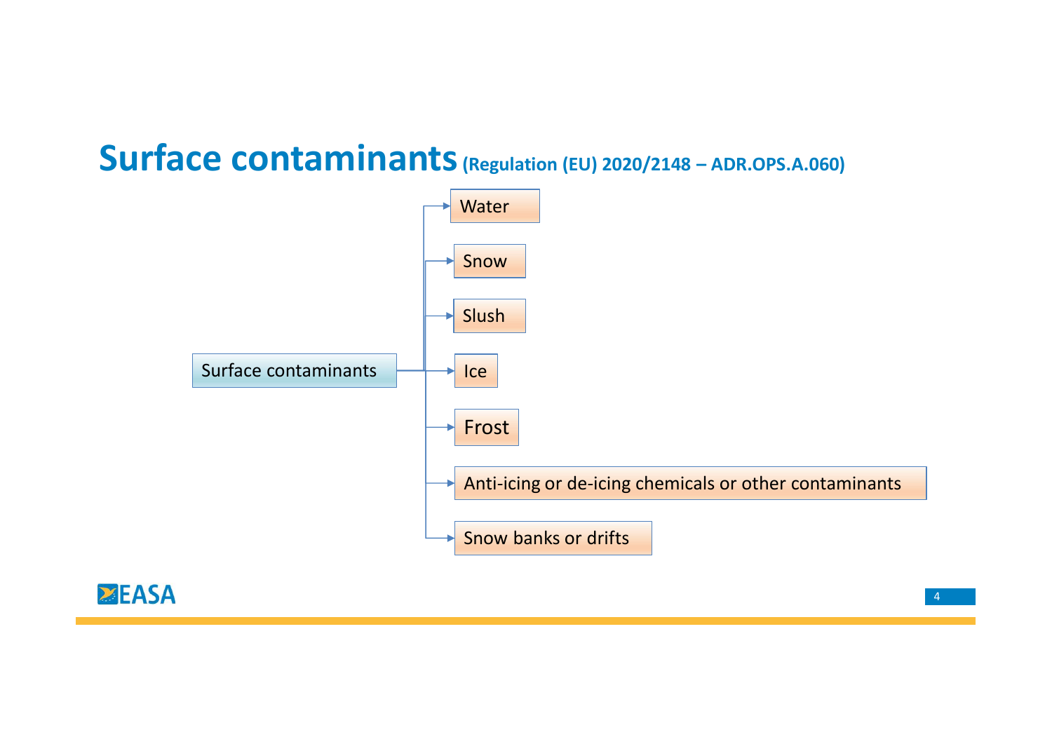# Surface contaminants (Regulation (EU) 2020/2148 – ADR.OPS.A.060)

Surface contaminants

- Water
- Snow
- Slush
- Ice
- Frost
- Anti-icing or de-icing chemicals or other contaminants
- Snow banks or drifts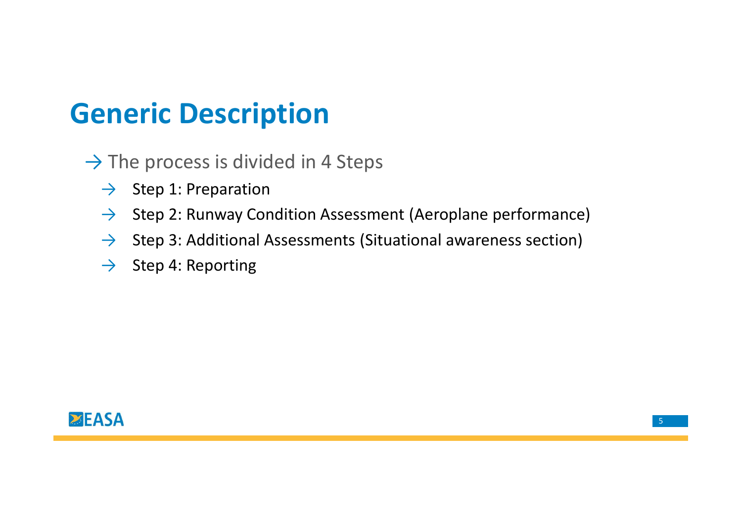# Generic Description

- The process is divided in 4 Steps
  - Step 1: Preparation
  - Step 2: Runway Condition Assessment (Aeroplane performance)
  - Step 3: Additional Assessments (Situational awareness section)
  - Step 4: Reporting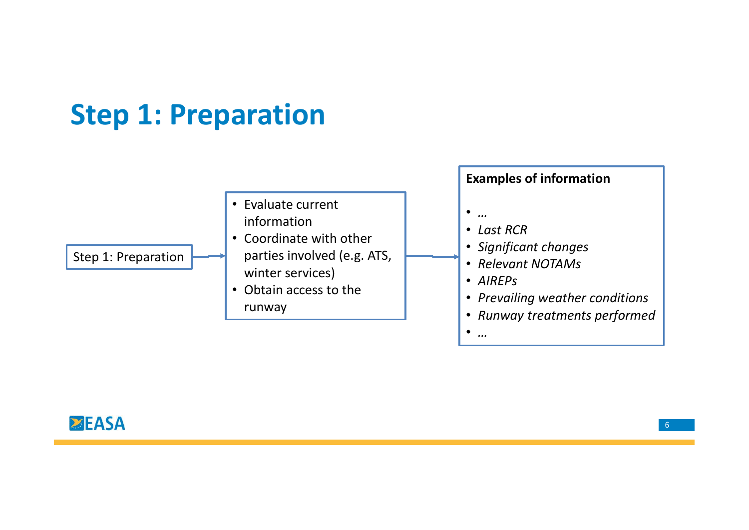# Step 1: Preparation

Step 1: Preparation

- Evaluate current information
- Coordinate with other parties involved (e.g. ATS, winter services)
- Obtain access to the runway

**Examples of information**

- *…*
- *Last RCR*
- *Significant changes*
- *Relevant NOTAMs*
- *AIREPs*
- *Prevailing weather conditions*
- *Runway treatments performed*
- *…*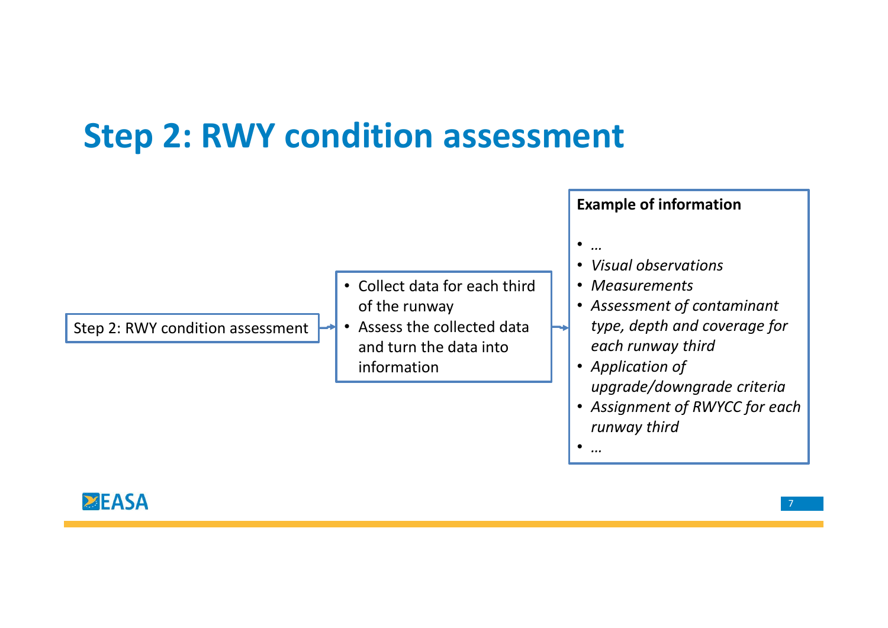# Step 2: RWY condition assessment

Step 2: RWY condition assessment →

- Collect data for each third of the runway
- Assess the collected data and turn the data into information

→

**Example of information**

- *…*
- *Visual observations*
- *Measurements*
- *Assessment of contaminant type, depth and coverage for each runway third*
- *Application of upgrade/downgrade criteria*
- *Assignment of RWYCC for each runway third*
- *…*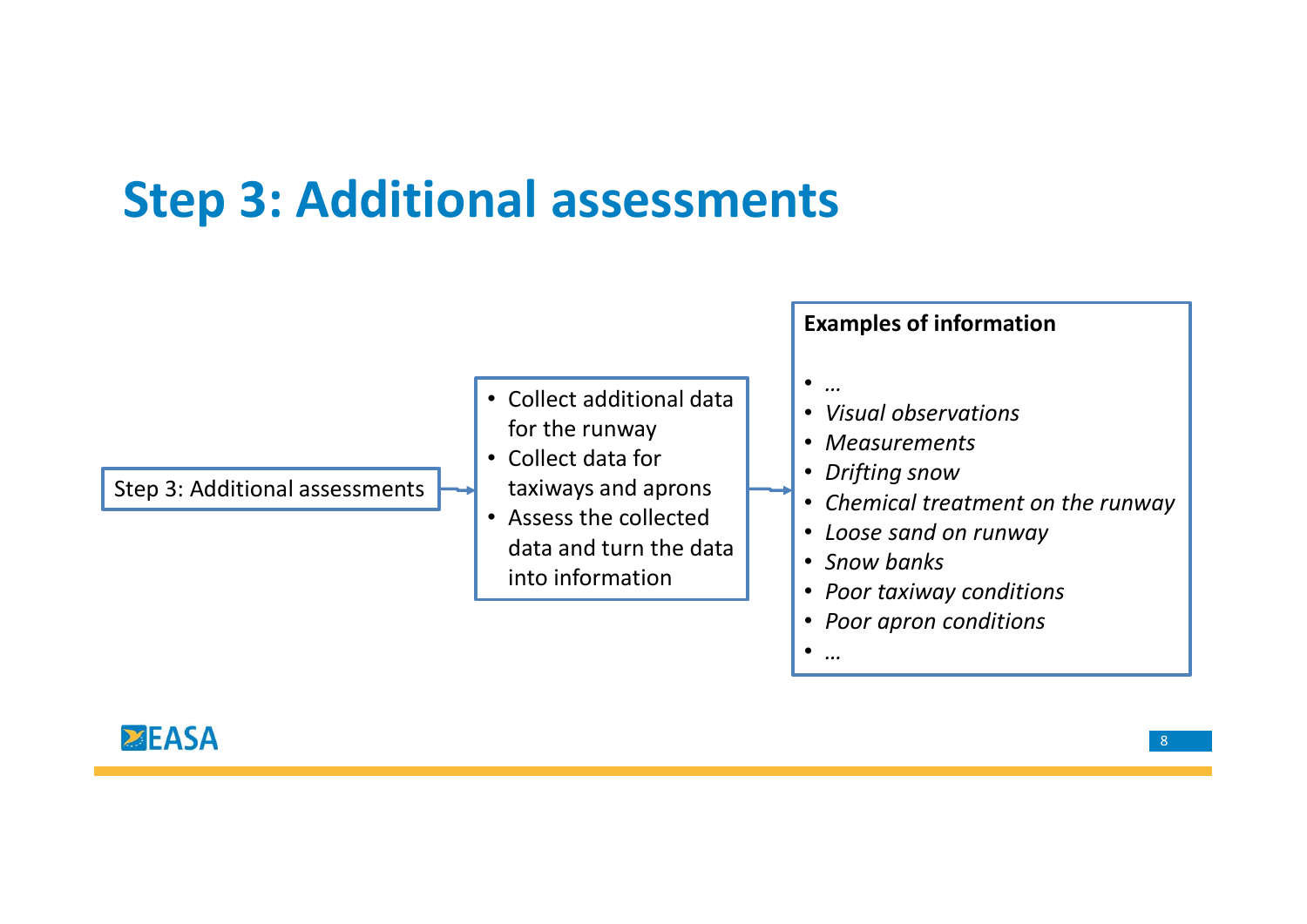# Step 3: Additional assessments

Step 3: Additional assessments

- Collect additional data for the runway
- Collect data for taxiways and aprons
- Assess the collected data and turn the data into information

**Examples of information**

- *…*
- *Visual observations*
- *Measurements*
- *Drifting snow*
- *Chemical treatment on the runway*
- *Loose sand on runway*
- *Snow banks*
- *Poor taxiway conditions*
- *Poor apron conditions*
- *…*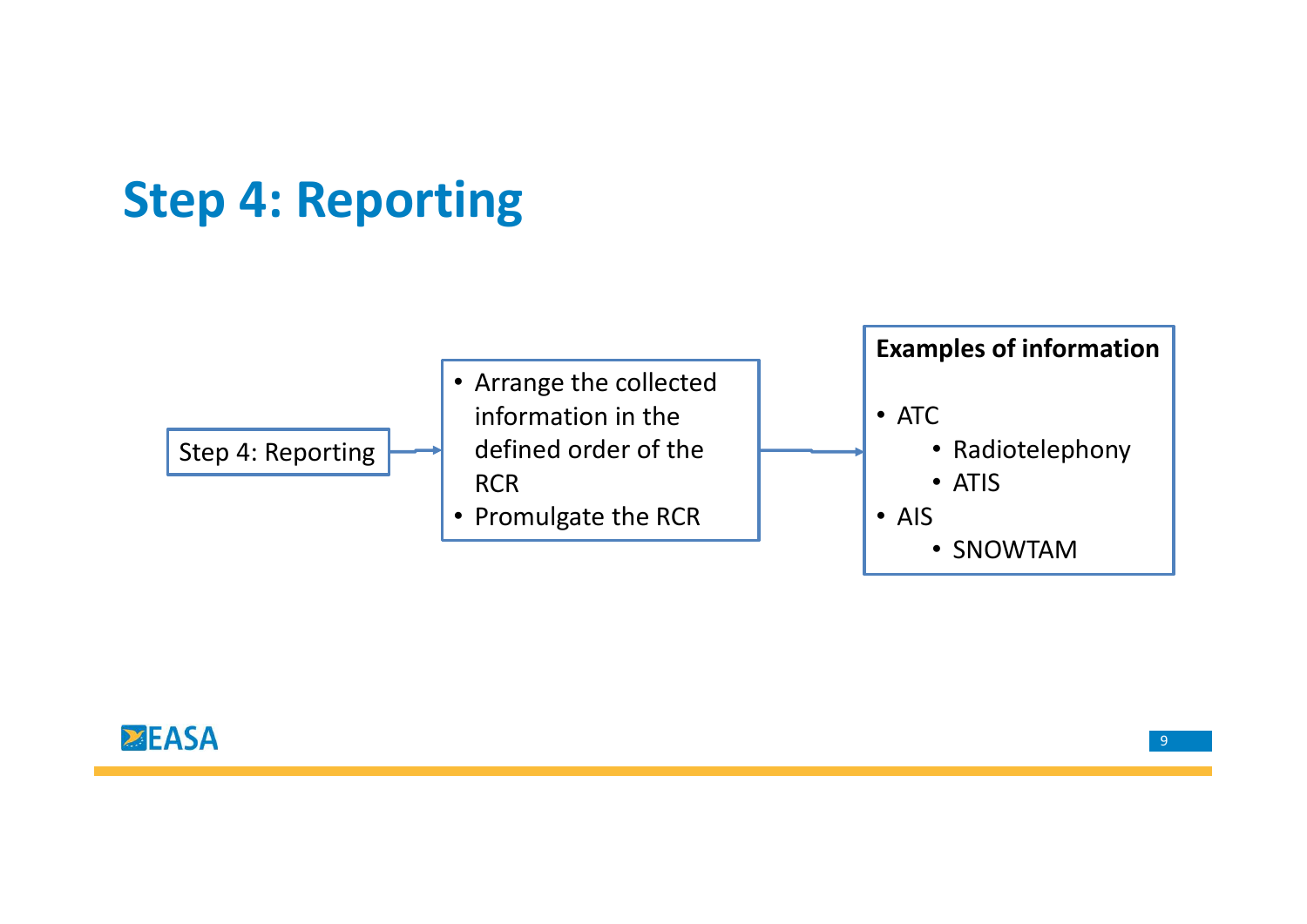# Step 4: Reporting

Step 4: Reporting

- Arrange the collected information in the defined order of the RCR
- Promulgate the RCR

**Examples of information**

- ATC
  - Radiotelephony
  - ATIS
- AIS
  - SNOWTAM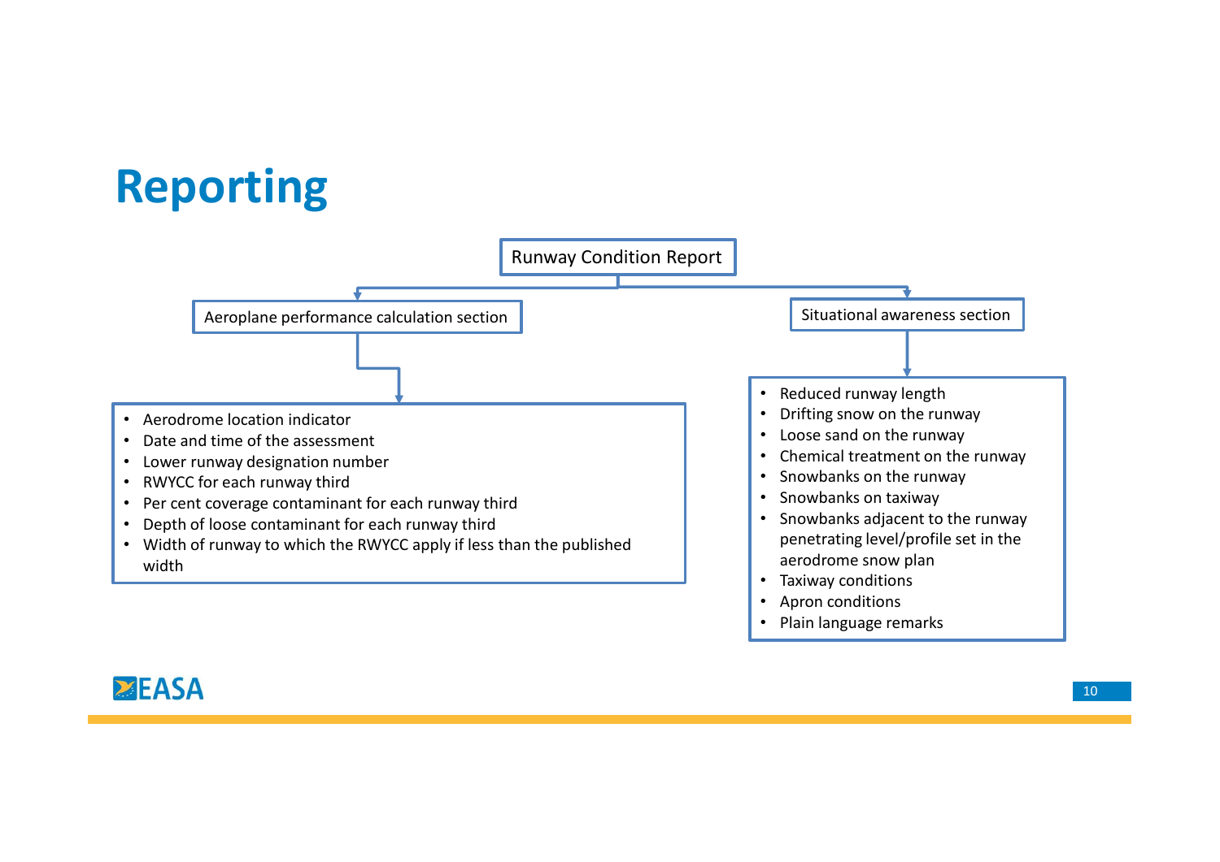# Reporting

**Runway Condition Report**

### Aeroplane performance calculation section

- Aerodrome location indicator
- Date and time of the assessment
- Lower runway designation number
- RWYCC for each runway third
- Per cent coverage contaminant for each runway third
- Depth of loose contaminant for each runway third
- Width of runway to which the RWYCC apply if less than the published width

### Situational awareness section

- Reduced runway length
- Drifting snow on the runway
- Loose sand on the runway
- Chemical treatment on the runway
- Snowbanks on the runway
- Snowbanks on taxiway
- Snowbanks adjacent to the runway penetrating level/profile set in the aerodrome snow plan
- Taxiway conditions
- Apron conditions
- Plain language remarks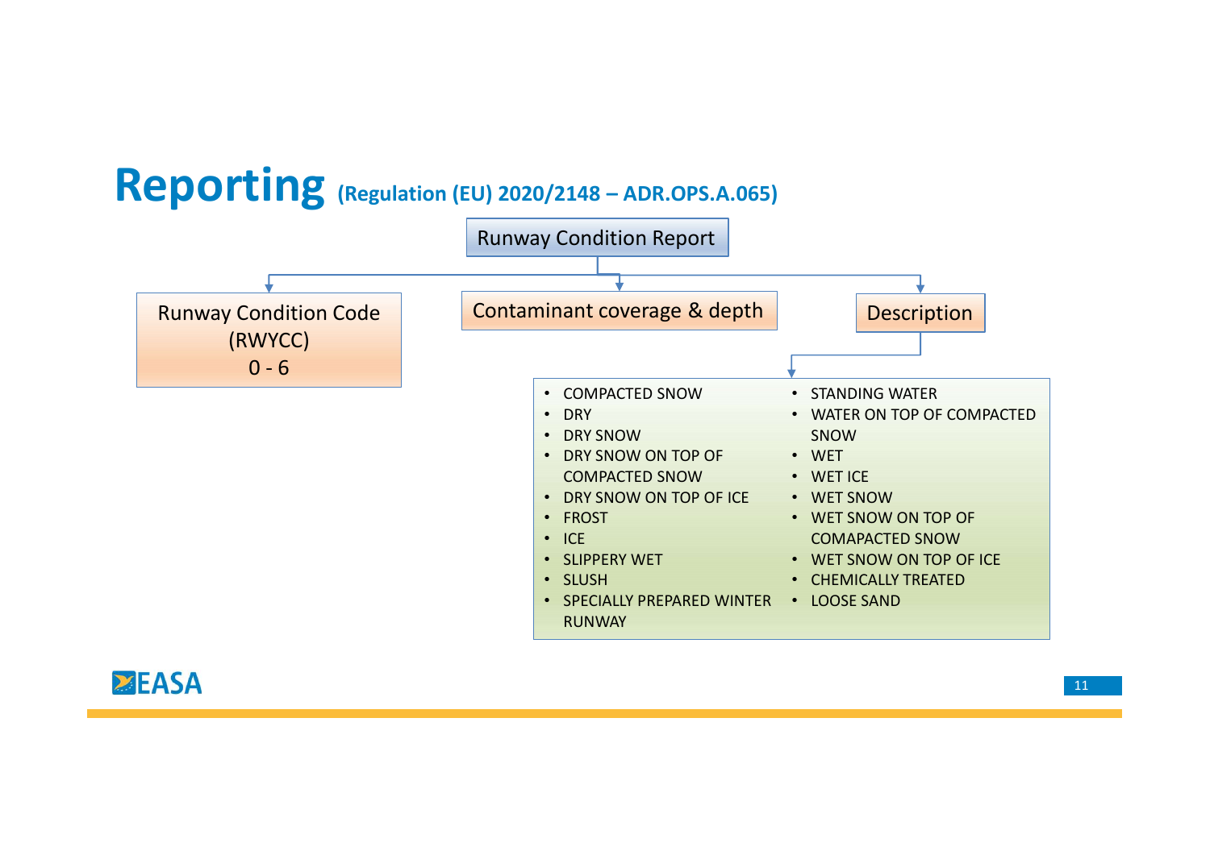# Reporting (Regulation (EU) 2020/2148 – ADR.OPS.A.065)

**Runway Condition Report**

- **Runway Condition Code (RWYCC) 0 - 6**
- **Contaminant coverage & depth**
- **Description**
  - COMPACTED SNOW
  - DRY
  - DRY SNOW
  - DRY SNOW ON TOP OF COMPACTED SNOW
  - DRY SNOW ON TOP OF ICE
  - FROST
  - ICE
  - SLIPPERY WET
  - SLUSH
  - SPECIALLY PREPARED WINTER RUNWAY
  - STANDING WATER
  - WATER ON TOP OF COMPACTED SNOW
  - WET
  - WET ICE
  - WET SNOW
  - WET SNOW ON TOP OF COMAPACTED SNOW
  - WET SNOW ON TOP OF ICE
  - CHEMICALLY TREATED
  - LOOSE SAND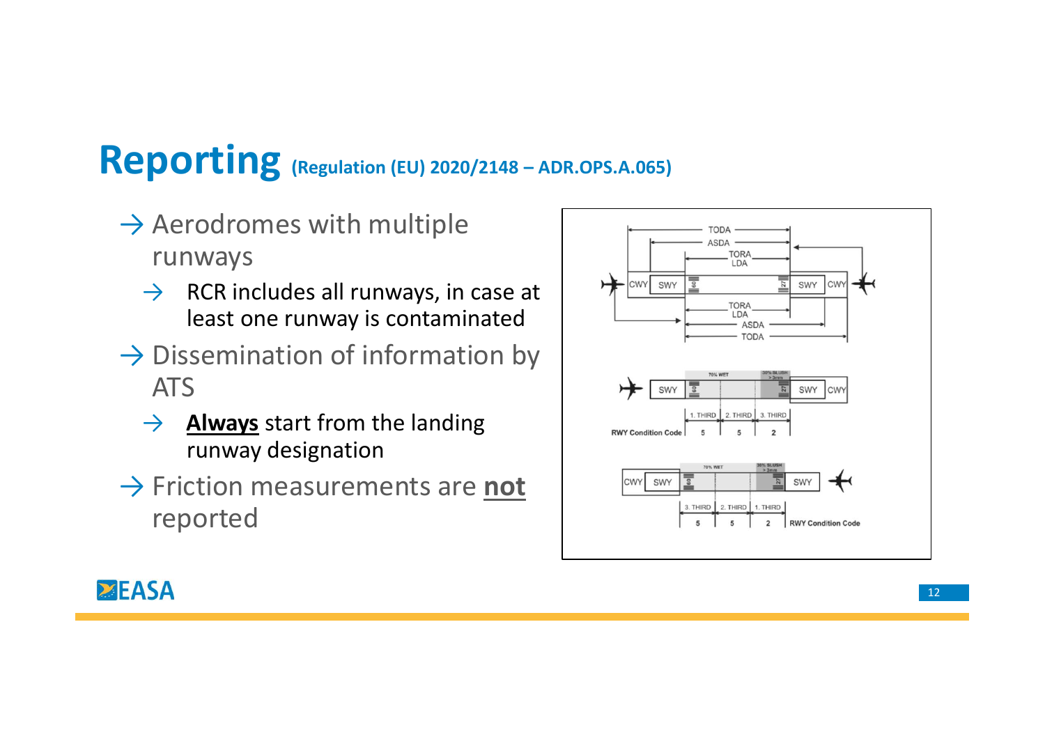# Reporting (Regulation (EU) 2020/2148 – ADR.OPS.A.065)

- Aerodromes with multiple runways
  - RCR includes all runways, in case at least one runway is contaminated
- Dissemination of information by ATS
  - **Always** start from the landing runway designation
- Friction measurements are **not** reported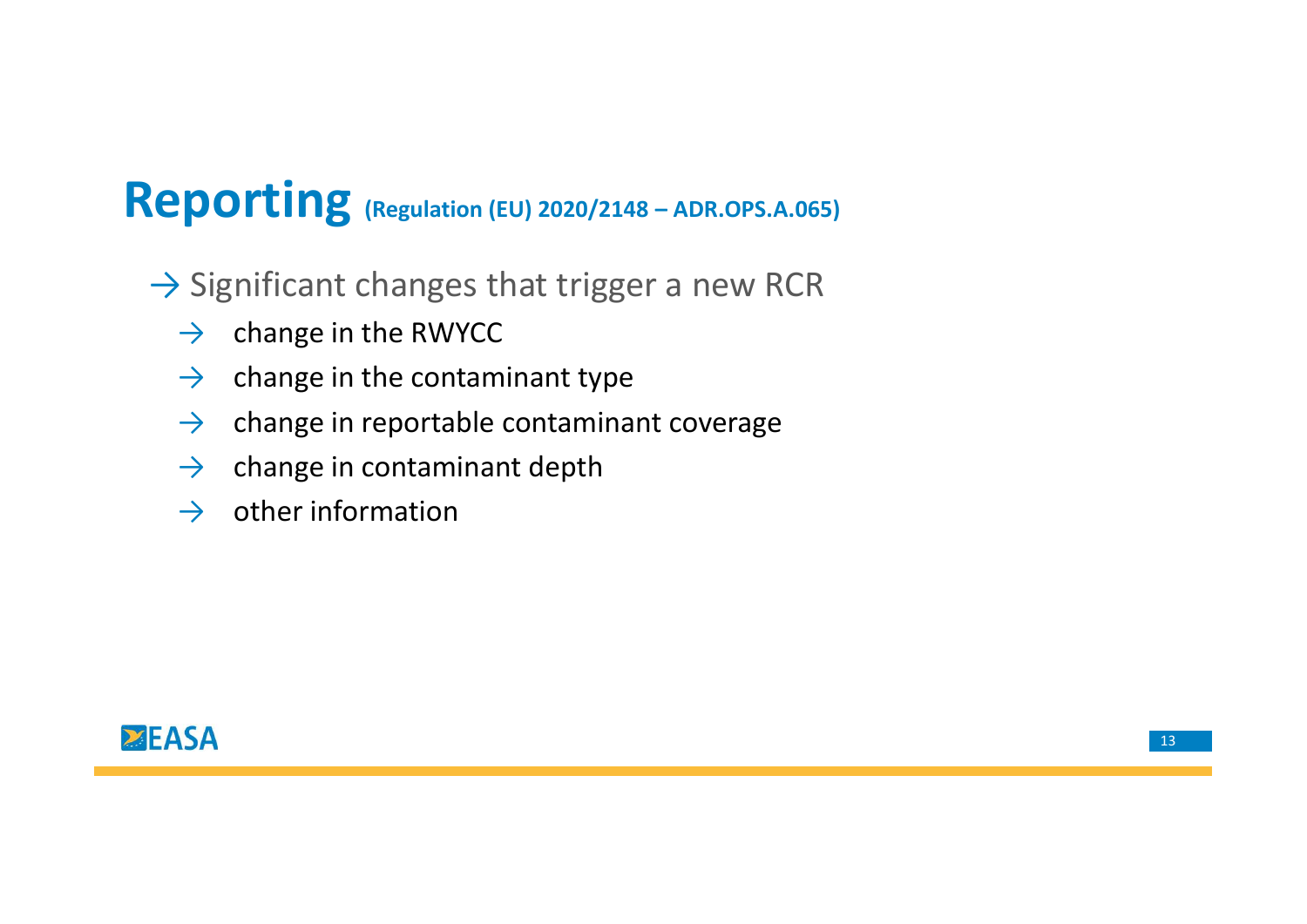# Reporting (Regulation (EU) 2020/2148 – ADR.OPS.A.065)

- Significant changes that trigger a new RCR
  - change in the RWYCC
  - change in the contaminant type
  - change in reportable contaminant coverage
  - change in contaminant depth
  - other information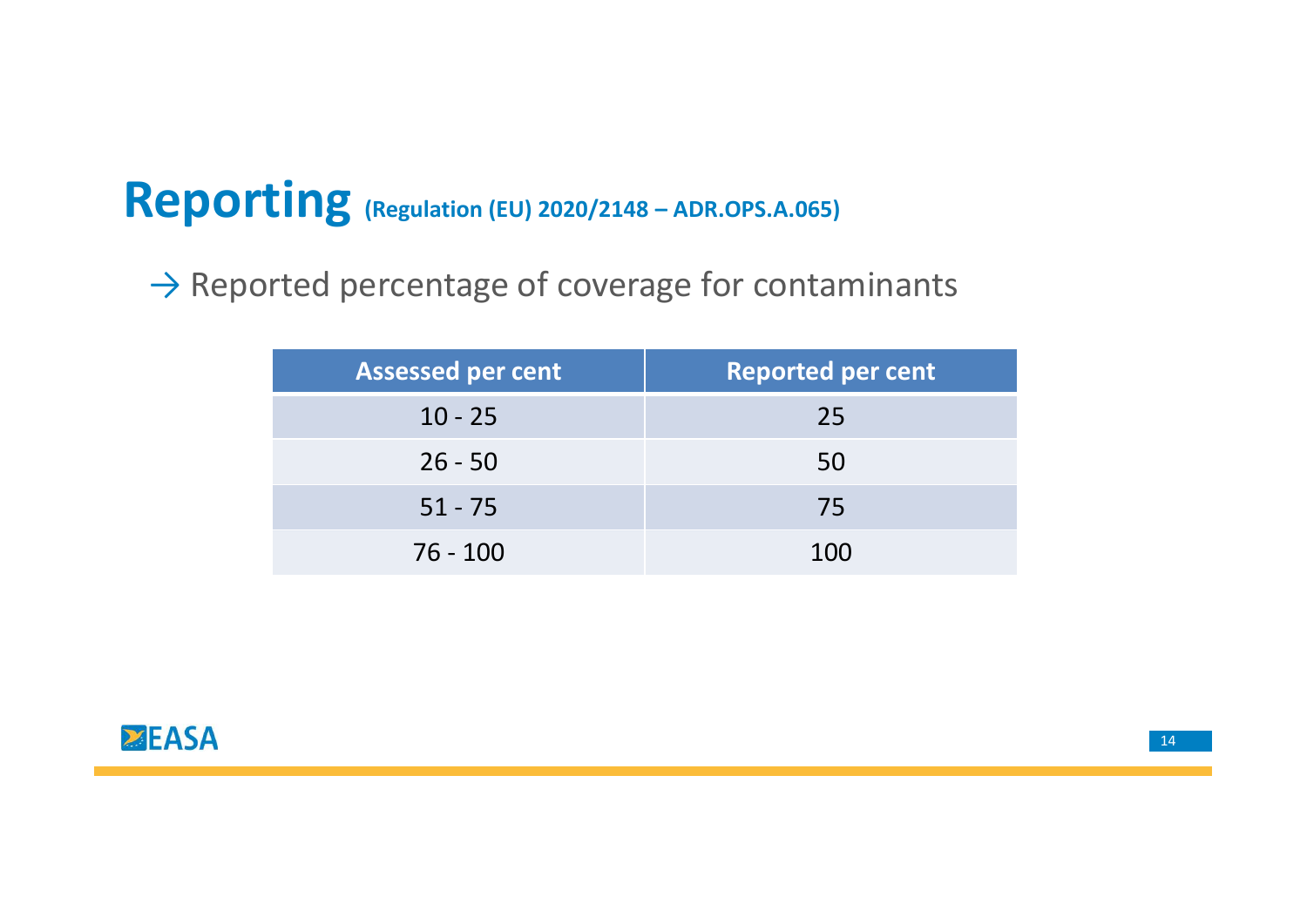# Reporting (Regulation (EU) 2020/2148 – ADR.OPS.A.065)

→ Reported percentage of coverage for contaminants

| Assessed per cent | Reported per cent |
|---|---|
| 10 - 25 | 25 |
| 26 - 50 | 50 |
| 51 - 75 | 75 |
| 76 - 100 | 100 |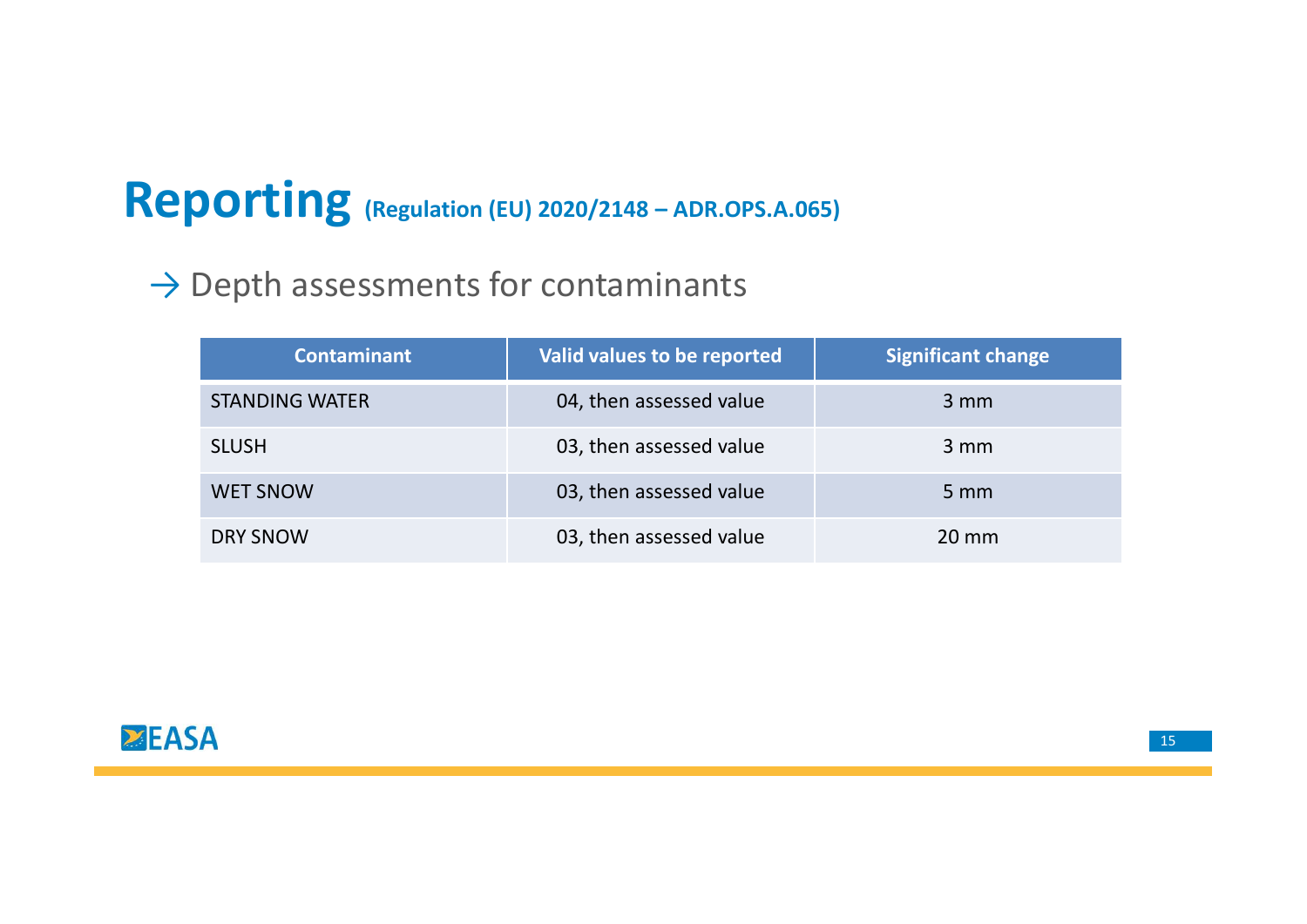# Reporting (Regulation (EU) 2020/2148 – ADR.OPS.A.065)

→ Depth assessments for contaminants

| Contaminant | Valid values to be reported | Significant change |
| --- | --- | --- |
| STANDING WATER | 04, then assessed value | 3 mm |
| SLUSH | 03, then assessed value | 3 mm |
| WET SNOW | 03, then assessed value | 5 mm |
| DRY SNOW | 03, then assessed value | 20 mm |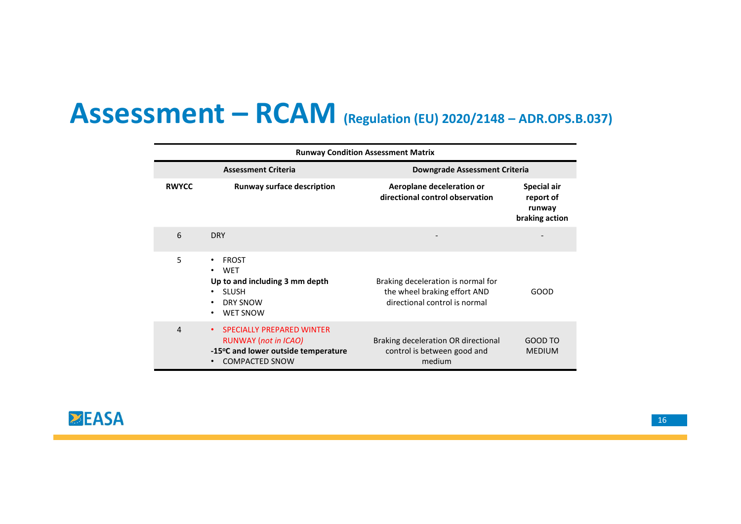# Assessment – RCAM (Regulation (EU) 2020/2148 – ADR.OPS.B.037)

**Runway Condition Assessment Matrix**

| Assessment Criteria | | Downgrade Assessment Criteria | |
|---|---|---|---|
| **RWYCC** | **Runway surface description** | **Aeroplane deceleration or directional control observation** | **Special air report of runway braking action** |
| 6 | DRY | - | - |
| 5 | • FROST<br>• WET<br>**Up to and including 3 mm depth**<br>• SLUSH<br>• DRY SNOW<br>• WET SNOW | Braking deceleration is normal for the wheel braking effort AND directional control is normal | GOOD |
| 4 | • SPECIALLY PREPARED WINTER RUNWAY (*not in ICAO*)<br>**-15ºC and lower outside temperature**<br>• COMPACTED SNOW | Braking deceleration OR directional control is between good and medium | GOOD TO MEDIUM |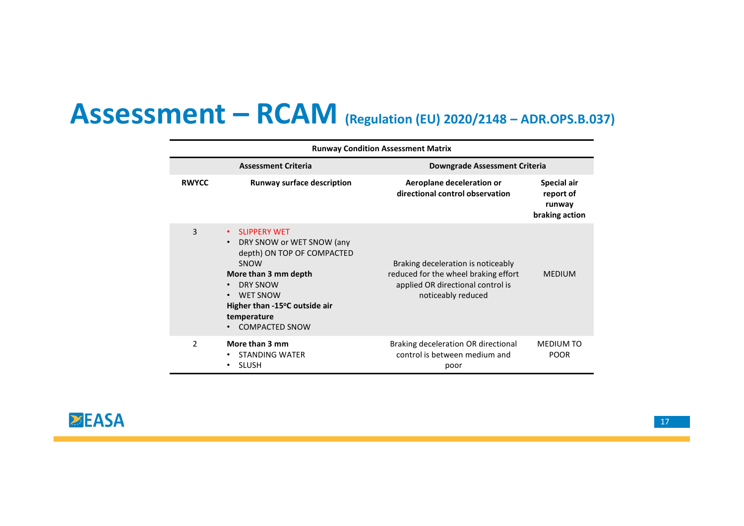# Assessment – RCAM (Regulation (EU) 2020/2148 – ADR.OPS.B.037)

**Runway Condition Assessment Matrix**

| Assessment Criteria | | Downgrade Assessment Criteria | |
|---|---|---|---|
| **RWYCC** | **Runway surface description** | **Aeroplane deceleration or directional control observation** | **Special air report of runway braking action** |
| 3 | • SLIPPERY WET<br>• DRY SNOW or WET SNOW (any depth) ON TOP OF COMPACTED SNOW<br>**More than 3 mm depth**<br>• DRY SNOW<br>• WET SNOW<br>**Higher than -15ºC outside air temperature**<br>• COMPACTED SNOW | Braking deceleration is noticeably reduced for the wheel braking effort applied OR directional control is noticeably reduced | MEDIUM |
| 2 | **More than 3 mm**<br>• STANDING WATER<br>• SLUSH | Braking deceleration OR directional control is between medium and poor | MEDIUM TO POOR |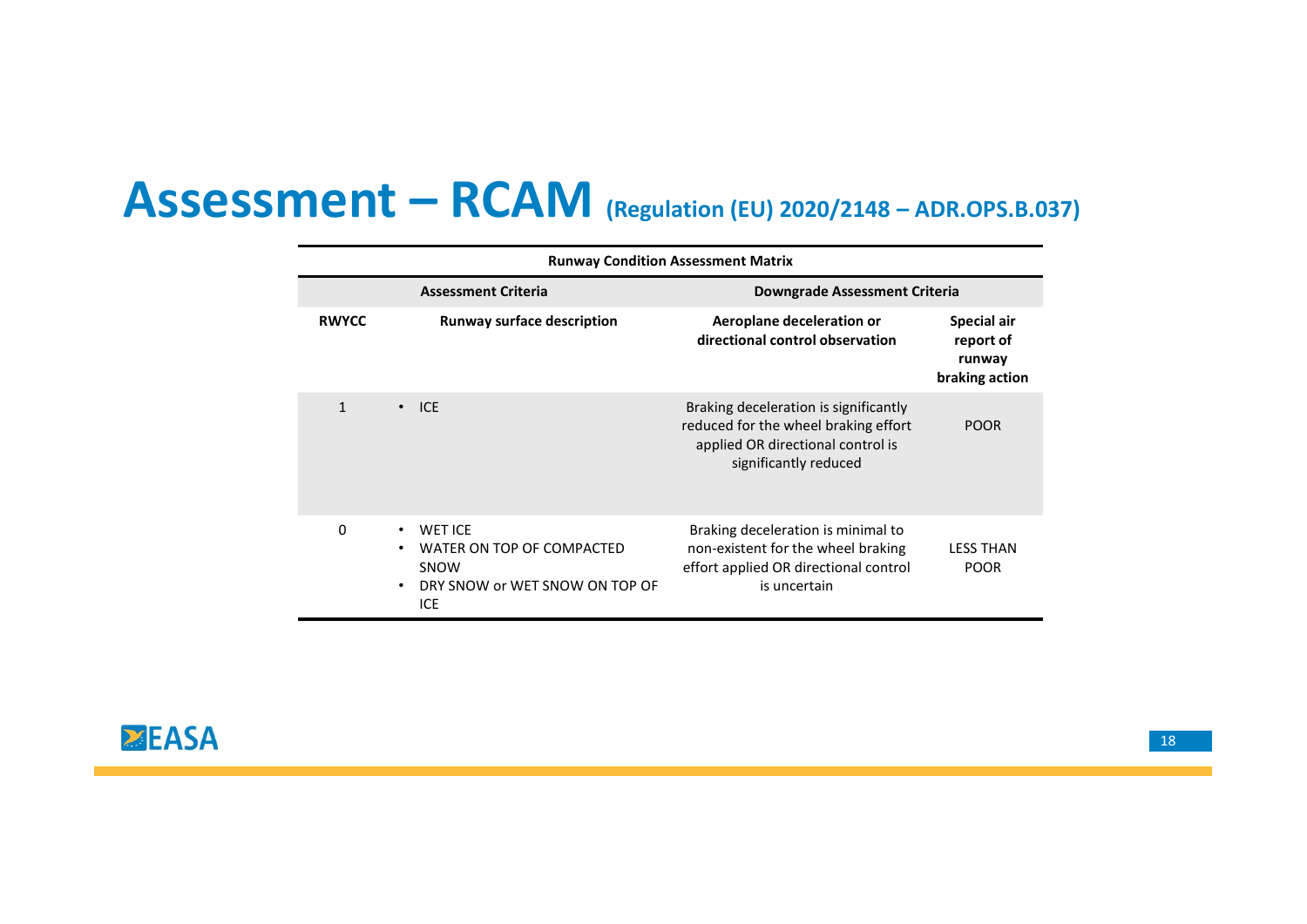# Assessment – RCAM (Regulation (EU) 2020/2148 – ADR.OPS.B.037)

**Runway Condition Assessment Matrix**

| **Assessment Criteria** | | **Downgrade Assessment Criteria** | |
|---|---|---|---|
| **RWYCC** | **Runway surface description** | **Aeroplane deceleration or directional control observation** | **Special air report of runway braking action** |
| 1 | • ICE | Braking deceleration is significantly reduced for the wheel braking effort applied OR directional control is significantly reduced | POOR |
| 0 | • WET ICE<br>• WATER ON TOP OF COMPACTED SNOW<br>• DRY SNOW or WET SNOW ON TOP OF ICE | Braking deceleration is minimal to non-existent for the wheel braking effort applied OR directional control is uncertain | LESS THAN POOR |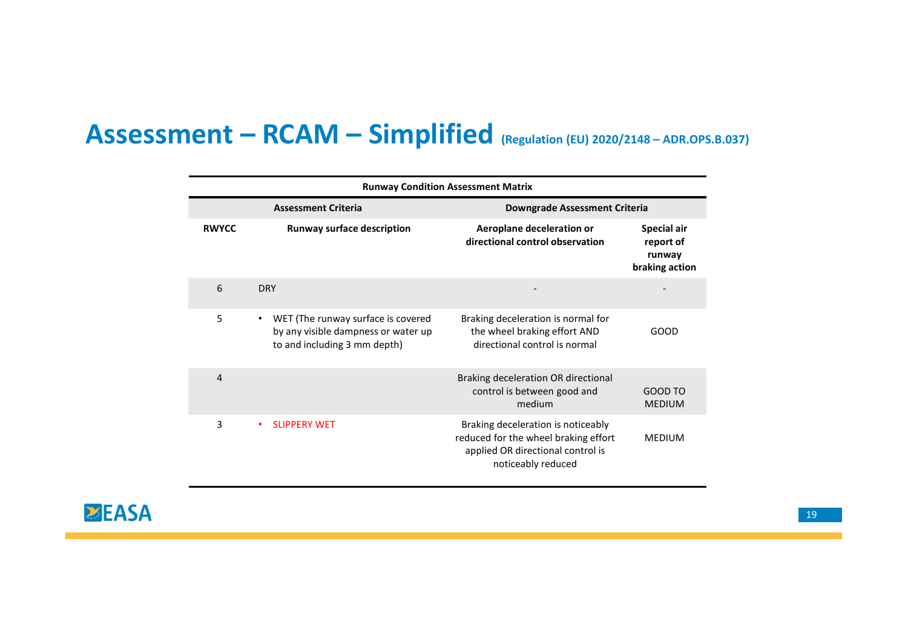# Assessment – RCAM – Simplified (Regulation (EU) 2020/2148 – ADR.OPS.B.037)

**Runway Condition Assessment Matrix**

| **Assessment Criteria** | | **Downgrade Assessment Criteria** | |
|---|---|---|---|
| **RWYCC** | **Runway surface description** | **Aeroplane deceleration or directional control observation** | **Special air report of runway braking action** |
| 6 | DRY | - | - |
| 5 | • WET (The runway surface is covered by any visible dampness or water up to and including 3 mm depth) | Braking deceleration is normal for the wheel braking effort AND directional control is normal | GOOD |
| 4 | | Braking deceleration OR directional control is between good and medium | GOOD TO MEDIUM |
| 3 | • SLIPPERY WET | Braking deceleration is noticeably reduced for the wheel braking effort applied OR directional control is noticeably reduced | MEDIUM |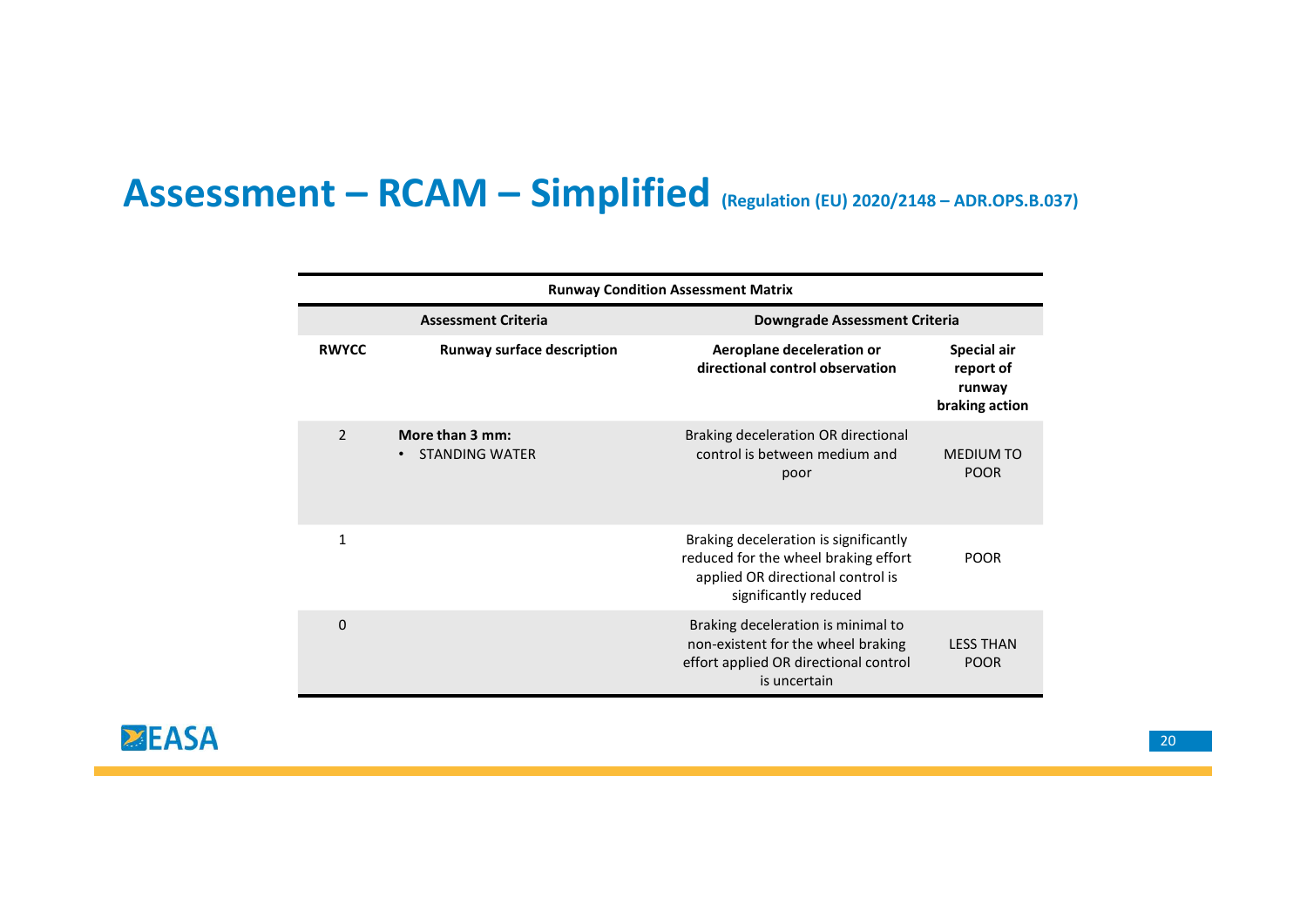# Assessment – RCAM – Simplified (Regulation (EU) 2020/2148 – ADR.OPS.B.037)

| Runway Condition Assessment Matrix | | | |
|---|---|---|---|
| **Assessment Criteria** | | **Downgrade Assessment Criteria** | |
| **RWYCC** | **Runway surface description** | **Aeroplane deceleration or directional control observation** | **Special air report of runway braking action** |
| 2 | **More than 3 mm:**<br>• STANDING WATER | Braking deceleration OR directional control is between medium and poor | MEDIUM TO POOR |
| 1 | | Braking deceleration is significantly reduced for the wheel braking effort applied OR directional control is significantly reduced | POOR |
| 0 | | Braking deceleration is minimal to non-existent for the wheel braking effort applied OR directional control is uncertain | LESS THAN POOR |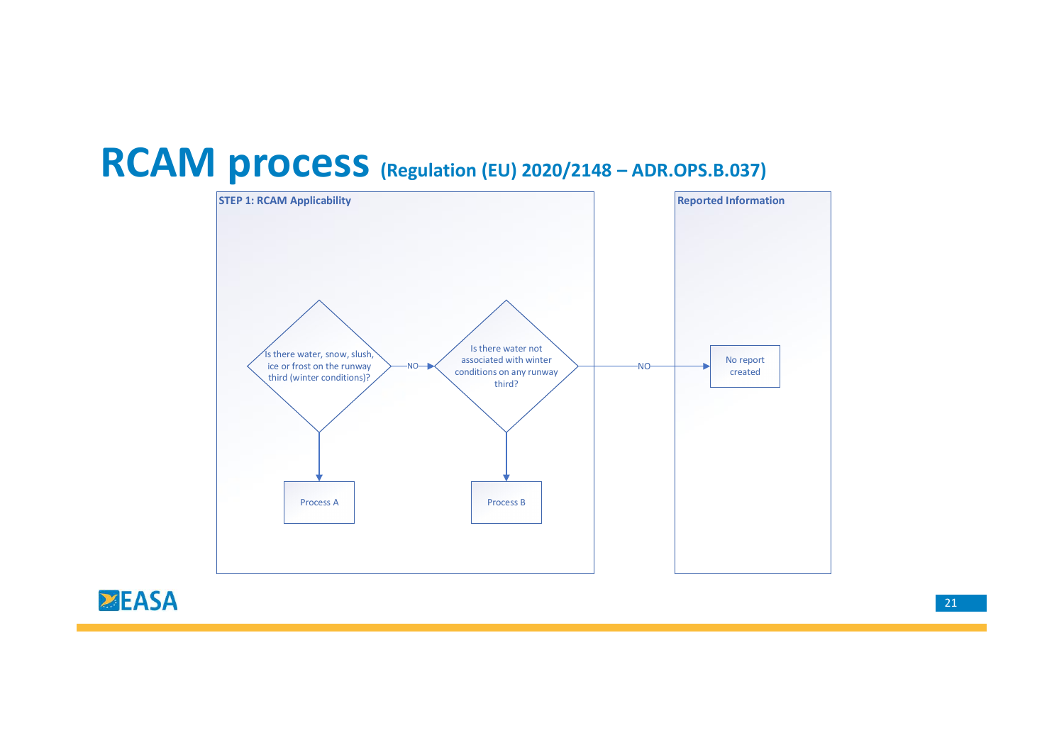# RCAM process (Regulation (EU) 2020/2148 – ADR.OPS.B.037)

**STEP 1: RCAM Applicability**

Is there water, snow, slush, ice or frost on the runway third (winter conditions)?

NO

Is there water not associated with winter conditions on any runway third?

NO

Process A

Process B

**Reported Information**

No report created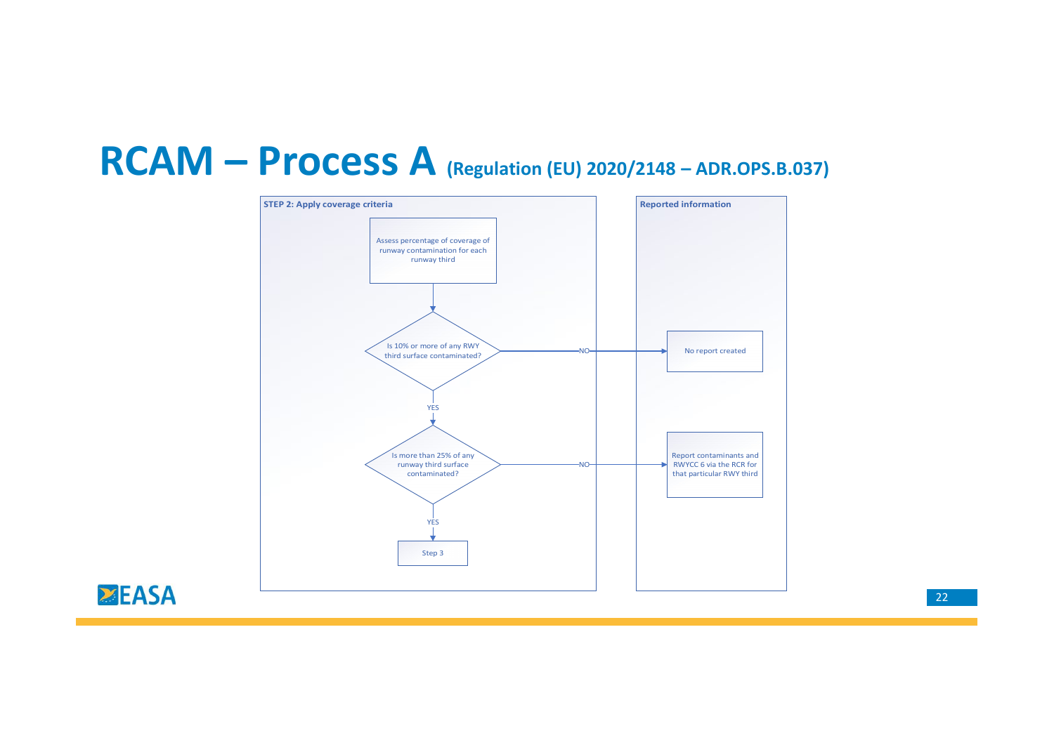# RCAM – Process A (Regulation (EU) 2020/2148 – ADR.OPS.B.037)

**STEP 2: Apply coverage criteria**

Assess percentage of coverage of runway contamination for each runway third

Is 10% or more of any RWY third surface contaminated?

- NO → No report created
- YES →

Is more than 25% of any runway third surface contaminated?

- NO → Report contaminants and RWYCC 6 via the RCR for that particular RWY third
- YES → Step 3

**Reported information**

- No report created
- Report contaminants and RWYCC 6 via the RCR for that particular RWY third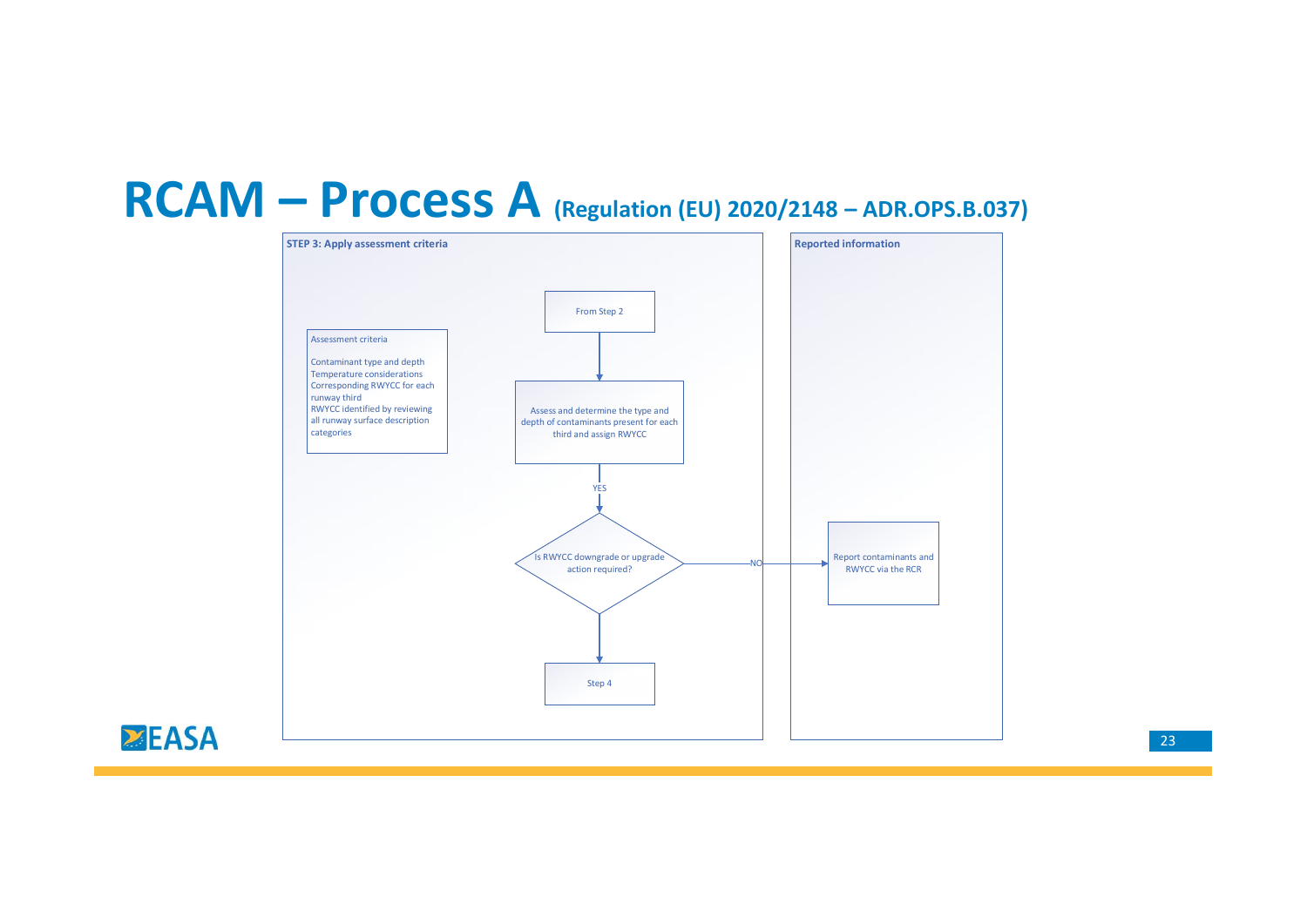# RCAM – Process A (Regulation (EU) 2020/2148 – ADR.OPS.B.037)

**STEP 3: Apply assessment criteria**

Assessment criteria

Contaminant type and depth
Temperature considerations
Corresponding RWYCC for each runway third
RWYCC identified by reviewing all runway surface description categories

From Step 2

Assess and determine the type and depth of contaminants present for each third and assign RWYCC

YES

Is RWYCC downgrade or upgrade action required?

NO

Step 4

**Reported information**

Report contaminants and RWYCC via the RCR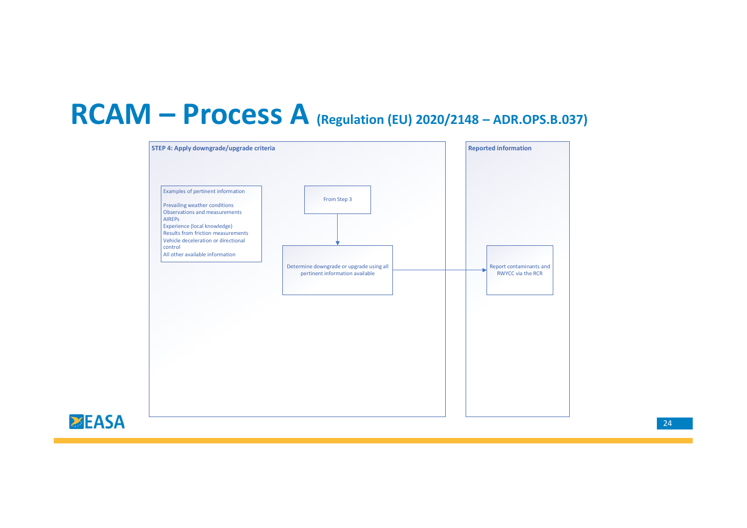# RCAM – Process A (Regulation (EU) 2020/2148 – ADR.OPS.B.037)

**STEP 4: Apply downgrade/upgrade criteria**

Examples of pertinent information

- Prevailing weather conditions
- Observations and measurements
- AIREPs
- Experience (local knowledge)
- Results from friction measurements
- Vehicle deceleration or directional control
- All other available information

From Step 3

→ Determine downgrade or upgrade using all pertinent information available

→ Report contaminants and RWYCC via the RCR

**Reported information**

Report contaminants and RWYCC via the RCR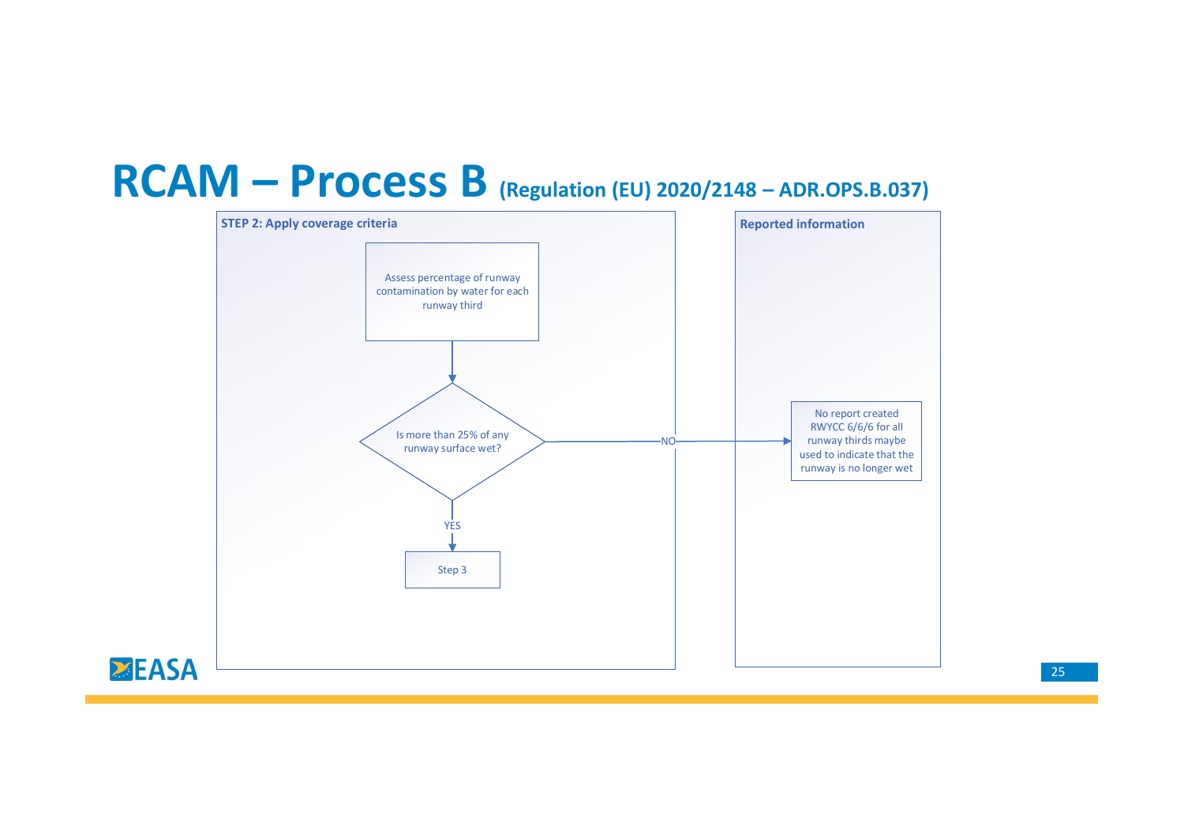# RCAM – Process B (Regulation (EU) 2020/2148 – ADR.OPS.B.037)

**STEP 2: Apply coverage criteria**

Assess percentage of runway contamination by water for each runway third

Is more than 25% of any runway surface wet?

- YES → Step 3
- NO → No report created RWYCC 6/6/6 for all runway thirds maybe used to indicate that the runway is no longer wet

**Reported information**

No report created RWYCC 6/6/6 for all runway thirds maybe used to indicate that the runway is no longer wet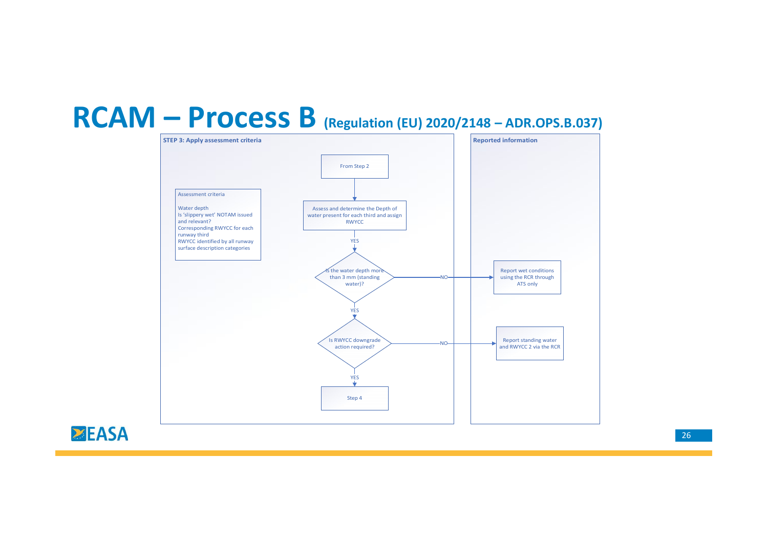# RCAM – Process B (Regulation (EU) 2020/2148 – ADR.OPS.B.037)

**STEP 3: Apply assessment criteria**

Assessment criteria

Water depth
Is 'slippery wet' NOTAM issued and relevant?
Corresponding RWYCC for each runway third
RWYCC identified by all runway surface description categories

From Step 2

Assess and determine the Depth of water present for each third and assign RWYCC

YES

Is the water depth more than 3 mm (standing water)?

NO → Report wet conditions using the RCR through ATS only

YES

Is RWYCC downgrade action required?

NO → Report standing water and RWYCC 2 via the RCR

YES

Step 4

**Reported information**

- Report wet conditions using the RCR through ATS only
- Report standing water and RWYCC 2 via the RCR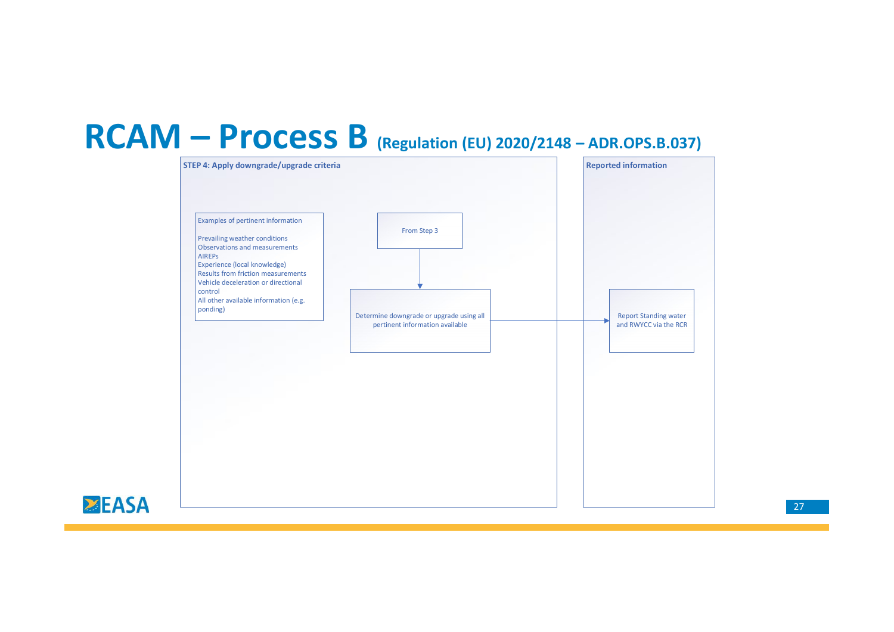# RCAM – Process B (Regulation (EU) 2020/2148 – ADR.OPS.B.037)

## STEP 4: Apply downgrade/upgrade criteria

Examples of pertinent information

- Prevailing weather conditions
- Observations and measurements
- AIREPs
- Experience (local knowledge)
- Results from friction measurements
- Vehicle deceleration or directional control
- All other available information (e.g. ponding)

From Step 3

↓

Determine downgrade or upgrade using all pertinent information available

→

## Reported information

Report Standing water and RWYCC via the RCR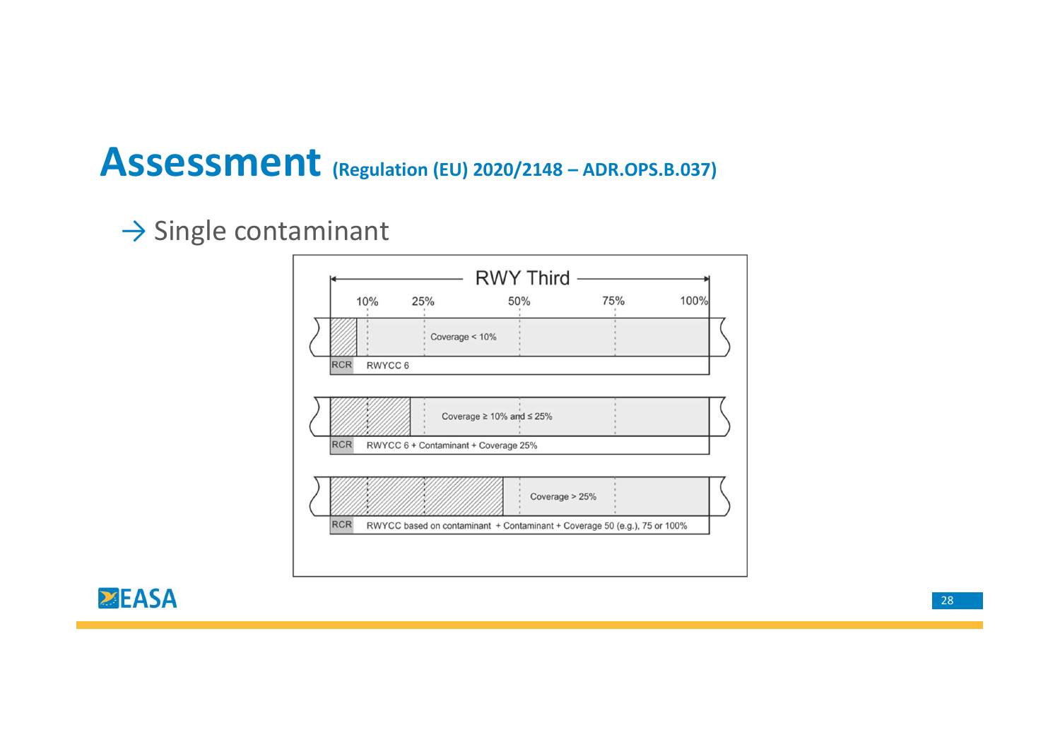# Assessment (Regulation (EU) 2020/2148 – ADR.OPS.B.037)

→ Single contaminant

RWY Third

10% 25% 50% 75% 100%

Coverage < 10%

RCR RWYCC 6

Coverage ≥ 10% and ≤ 25%

RCR RWYCC 6 + Contaminant + Coverage 25%

Coverage > 25%

RCR RWYCC based on contaminant + Contaminant + Coverage 50 (e.g.), 75 or 100%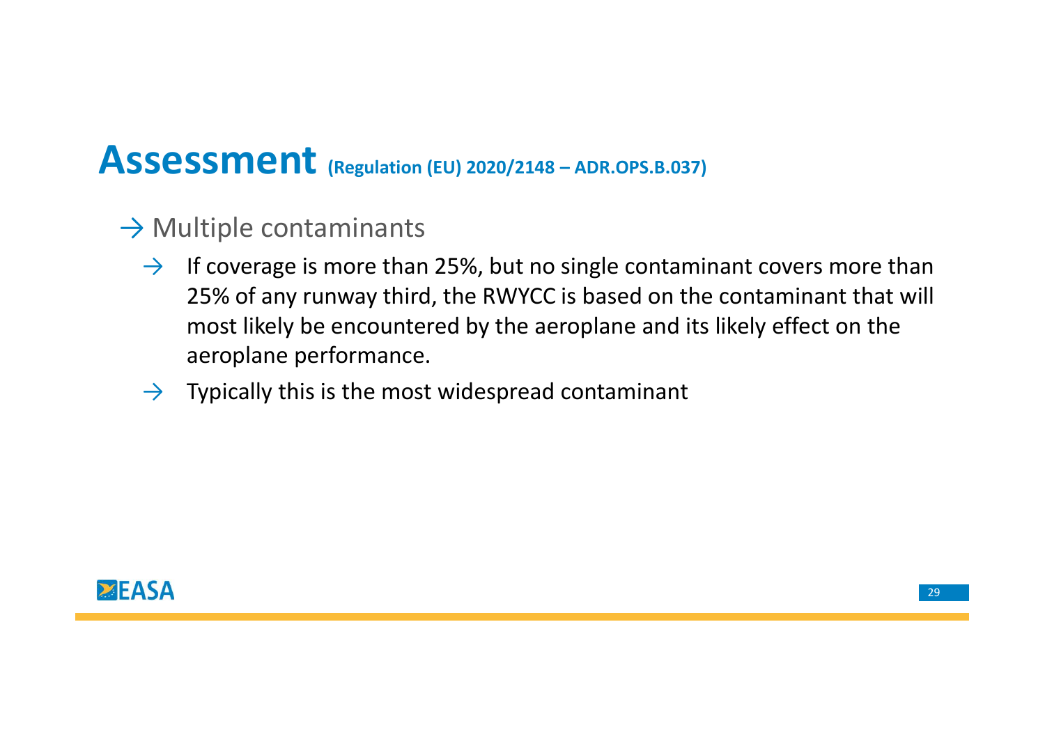# Assessment (Regulation (EU) 2020/2148 – ADR.OPS.B.037)

- Multiple contaminants
  - If coverage is more than 25%, but no single contaminant covers more than 25% of any runway third, the RWYCC is based on the contaminant that will most likely be encountered by the aeroplane and its likely effect on the aeroplane performance.
  - Typically this is the most widespread contaminant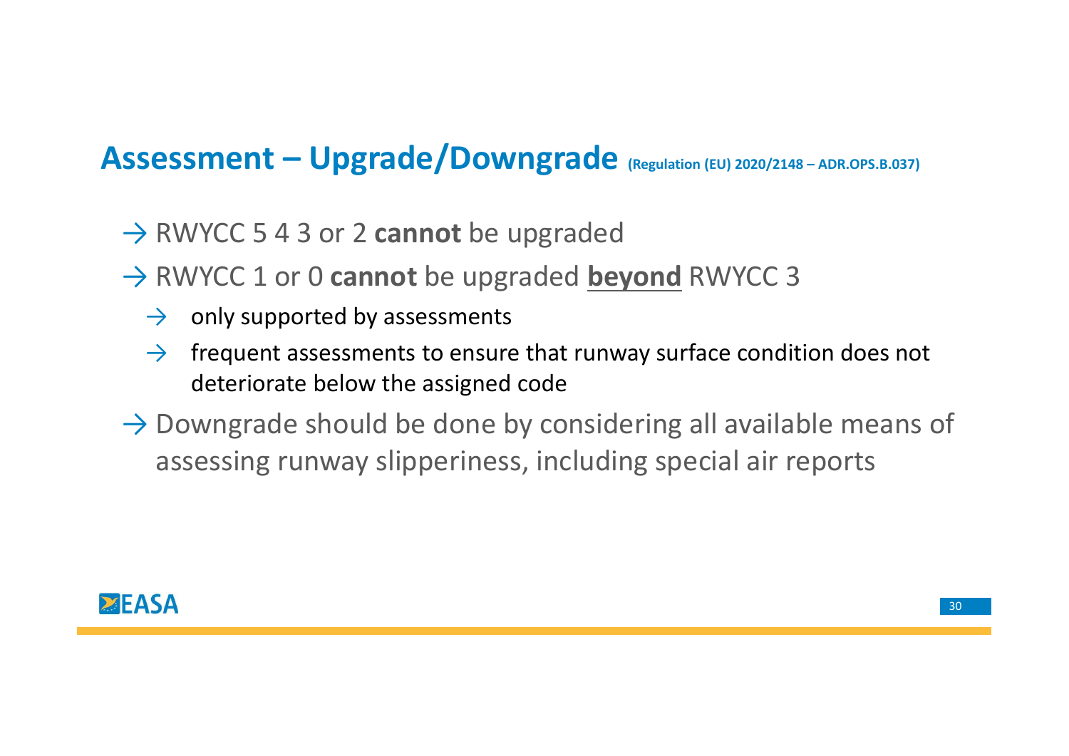## Assessment – Upgrade/Downgrade (Regulation (EU) 2020/2148 – ADR.OPS.B.037)

- → RWYCC 5 4 3 or 2 **cannot** be upgraded
- → RWYCC 1 or 0 **cannot** be upgraded <u>**beyond**</u> RWYCC 3
  - → only supported by assessments
  - → frequent assessments to ensure that runway surface condition does not deteriorate below the assigned code
- → Downgrade should be done by considering all available means of assessing runway slipperiness, including special air reports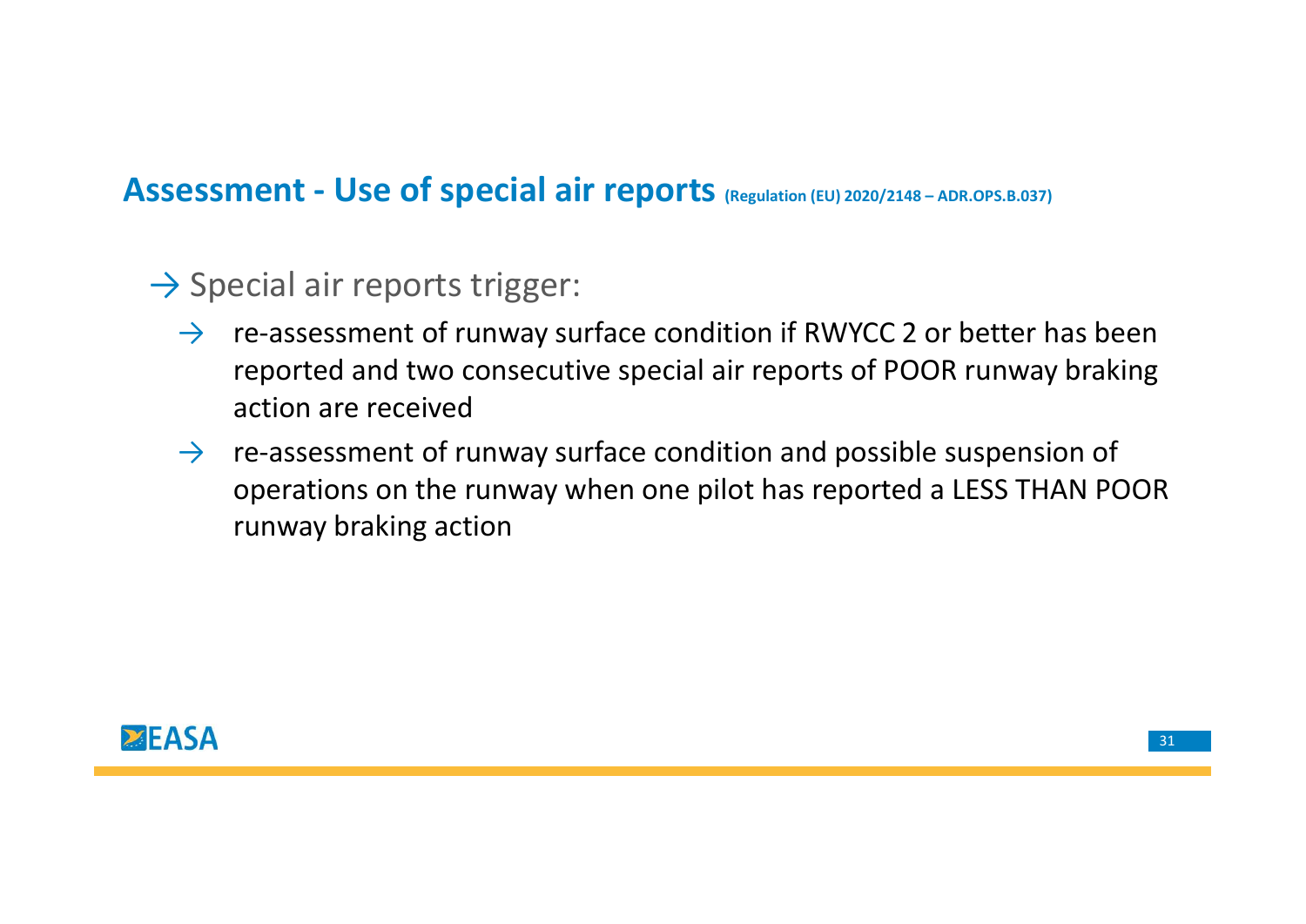## Assessment - Use of special air reports (Regulation (EU) 2020/2148 – ADR.OPS.B.037)

- Special air reports trigger:
  - re-assessment of runway surface condition if RWYCC 2 or better has been reported and two consecutive special air reports of POOR runway braking action are received
  - re-assessment of runway surface condition and possible suspension of operations on the runway when one pilot has reported a LESS THAN POOR runway braking action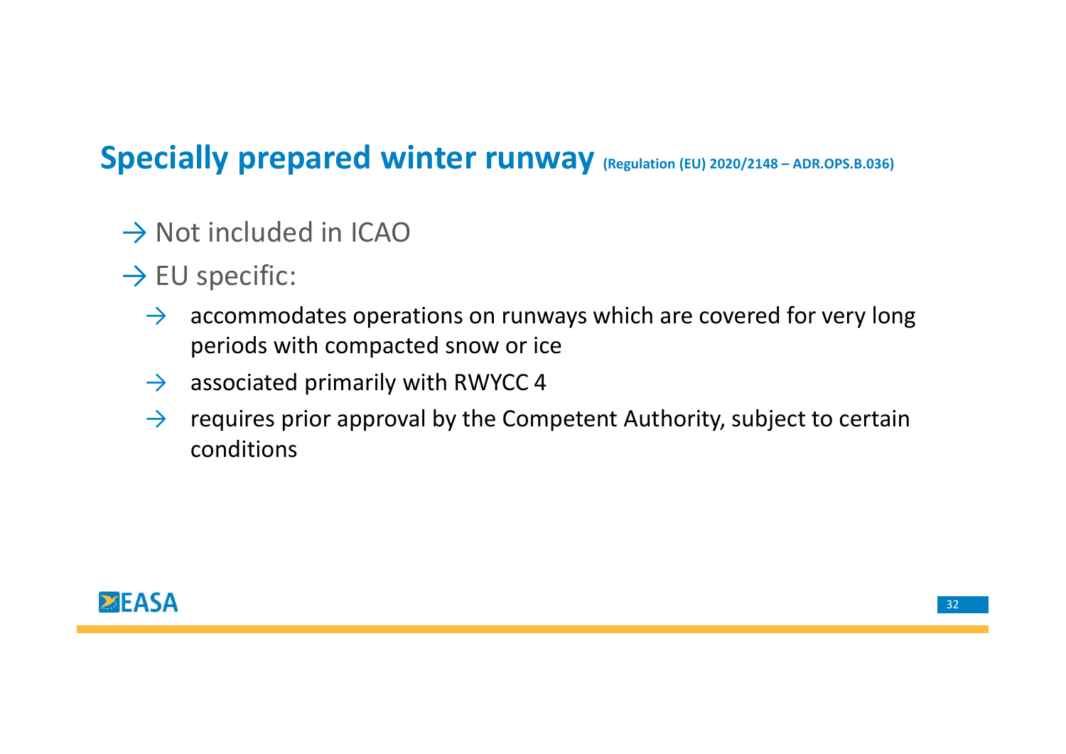## Specially prepared winter runway (Regulation (EU) 2020/2148 – ADR.OPS.B.036)

- → Not included in ICAO
- → EU specific:
  - → accommodates operations on runways which are covered for very long periods with compacted snow or ice
  - → associated primarily with RWYCC 4
  - → requires prior approval by the Competent Authority, subject to certain conditions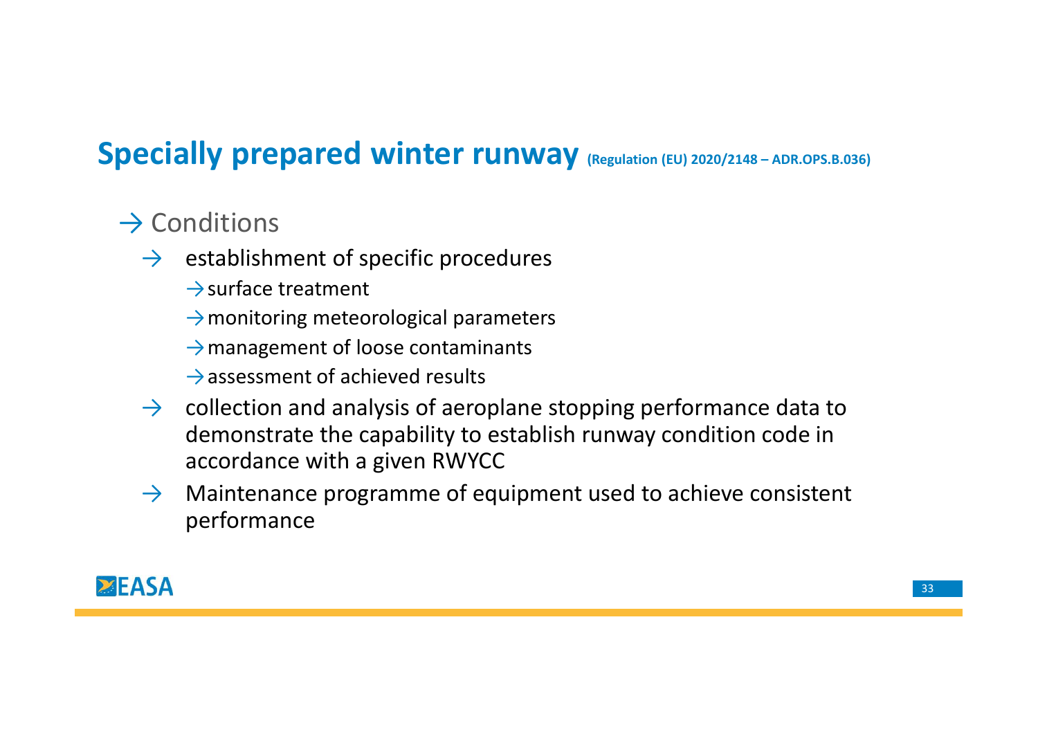# Specially prepared winter runway (Regulation (EU) 2020/2148 – ADR.OPS.B.036)

→ Conditions

- → establishment of specific procedures
  - → surface treatment
  - → monitoring meteorological parameters
  - → management of loose contaminants
  - → assessment of achieved results
- → collection and analysis of aeroplane stopping performance data to demonstrate the capability to establish runway condition code in accordance with a given RWYCC
- → Maintenance programme of equipment used to achieve consistent performance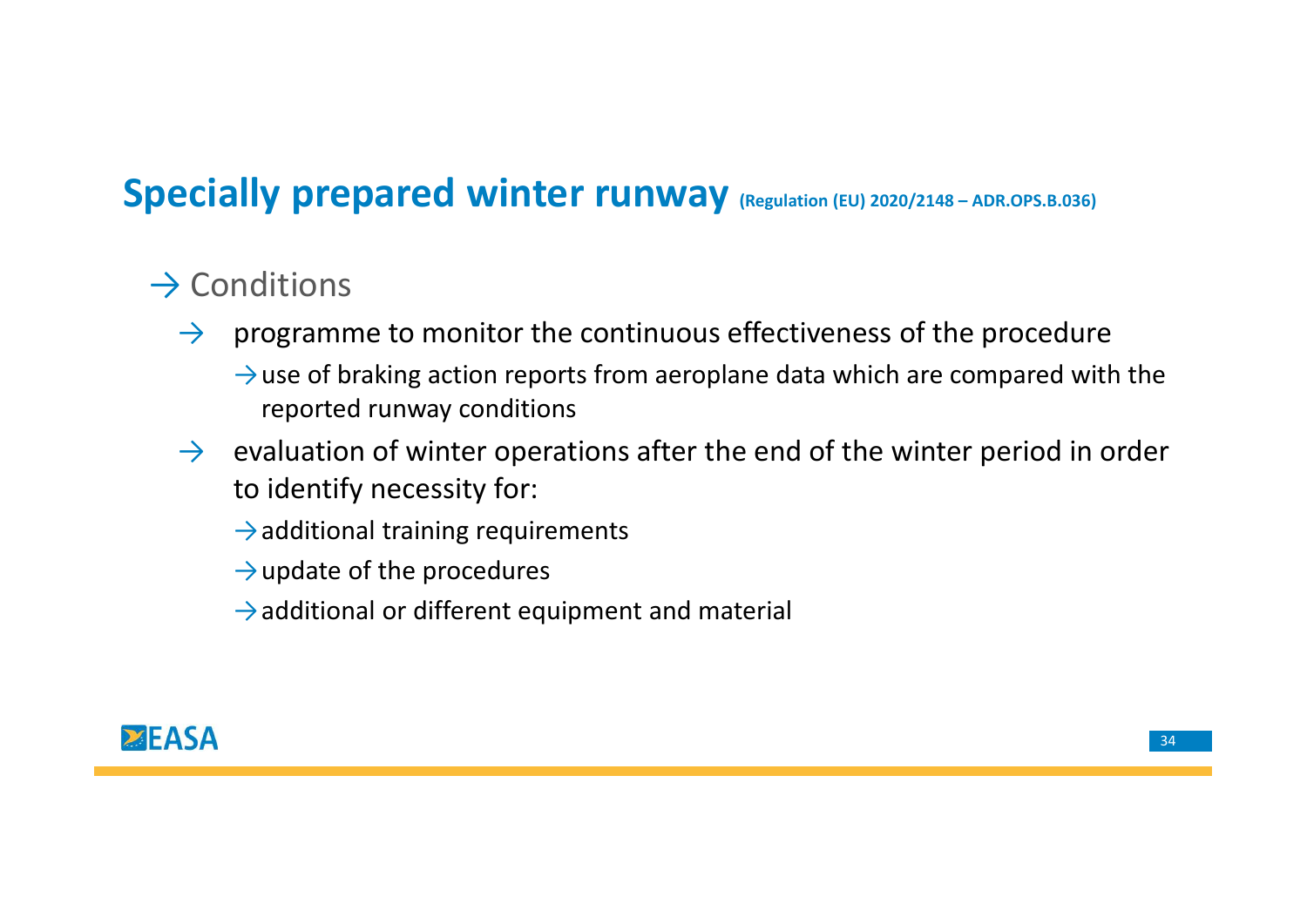# Specially prepared winter runway (Regulation (EU) 2020/2148 – ADR.OPS.B.036)

- Conditions
  - programme to monitor the continuous effectiveness of the procedure
    - use of braking action reports from aeroplane data which are compared with the reported runway conditions
  - evaluation of winter operations after the end of the winter period in order to identify necessity for:
    - additional training requirements
    - update of the procedures
    - additional or different equipment and material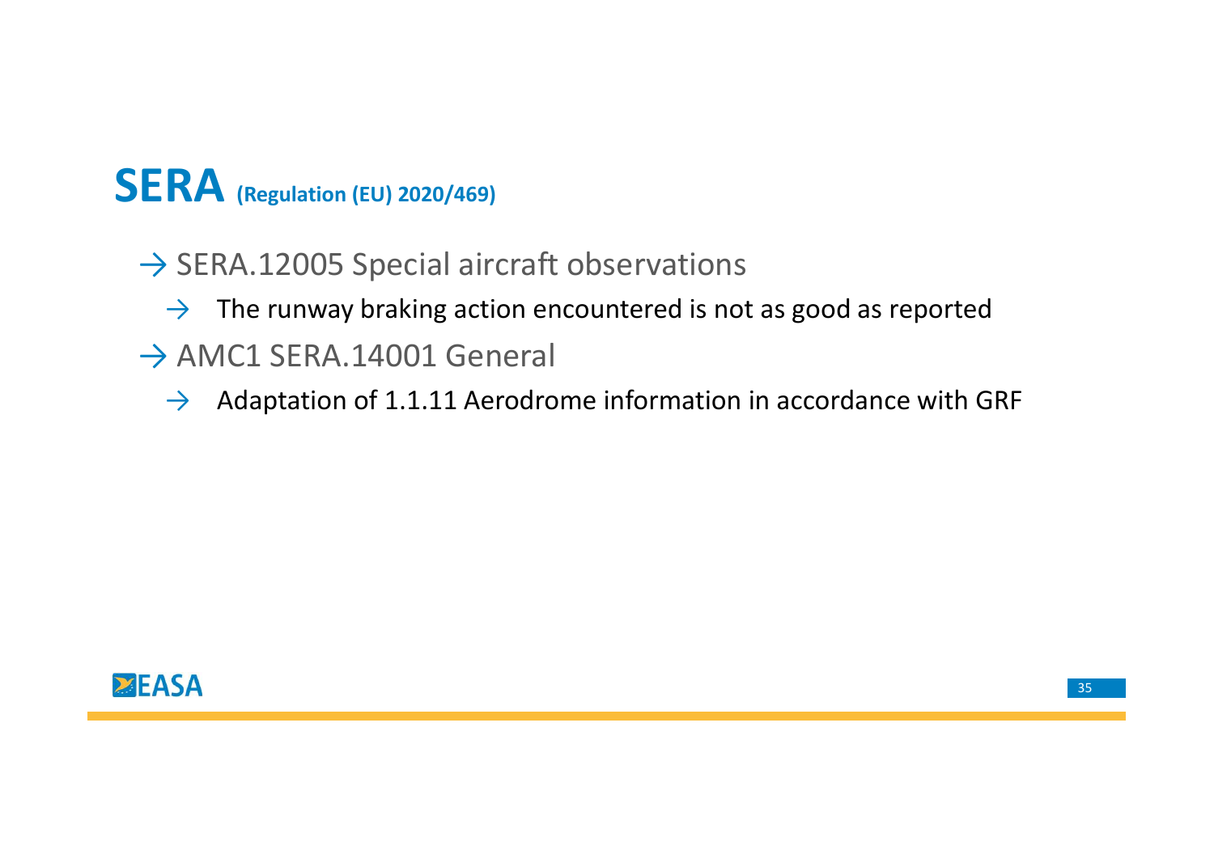# SERA (Regulation (EU) 2020/469)

- SERA.12005 Special aircraft observations
  - The runway braking action encountered is not as good as reported
- AMC1 SERA.14001 General
  - Adaptation of 1.1.11 Aerodrome information in accordance with GRF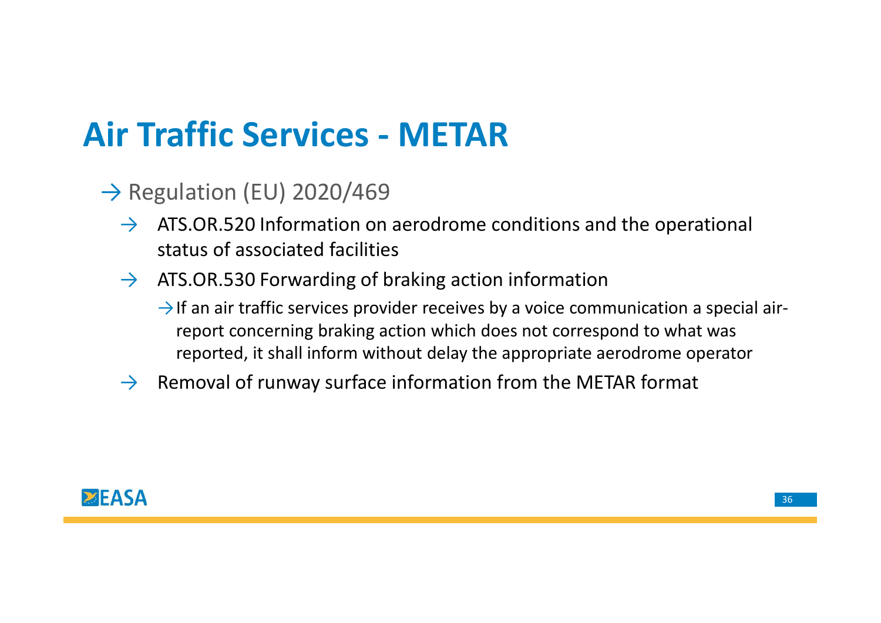# Air Traffic Services - METAR

- Regulation (EU) 2020/469
  - ATS.OR.520 Information on aerodrome conditions and the operational status of associated facilities
  - ATS.OR.530 Forwarding of braking action information
    - If an air traffic services provider receives by a voice communication a special air-report concerning braking action which does not correspond to what was reported, it shall inform without delay the appropriate aerodrome operator
  - Removal of runway surface information from the METAR format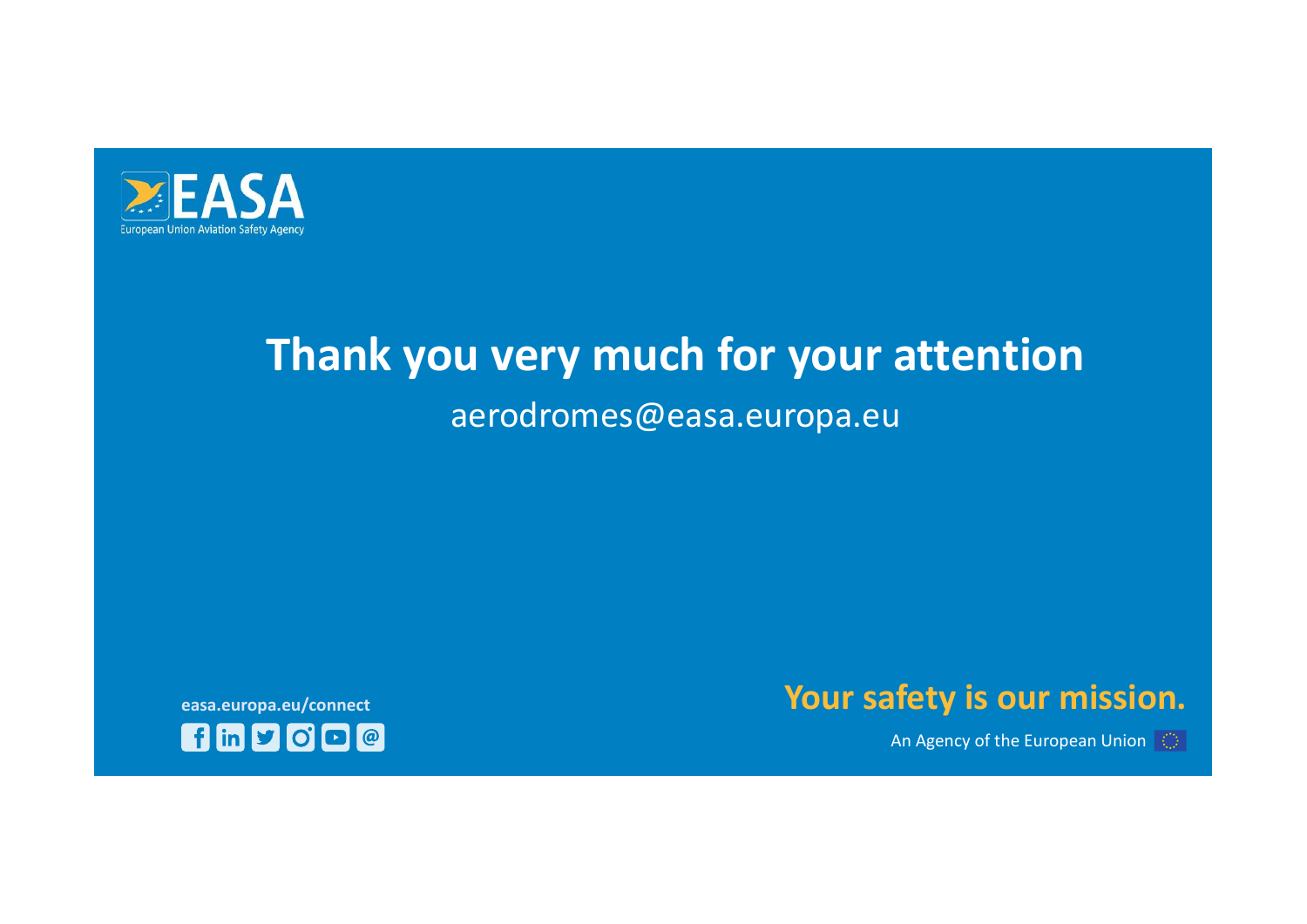EASA

European Union Aviation Safety Agency

# Thank you very much for your attention

aerodromes@easa.europa.eu

**easa.europa.eu/connect**

**Your safety is our mission.**

An Agency of the European Union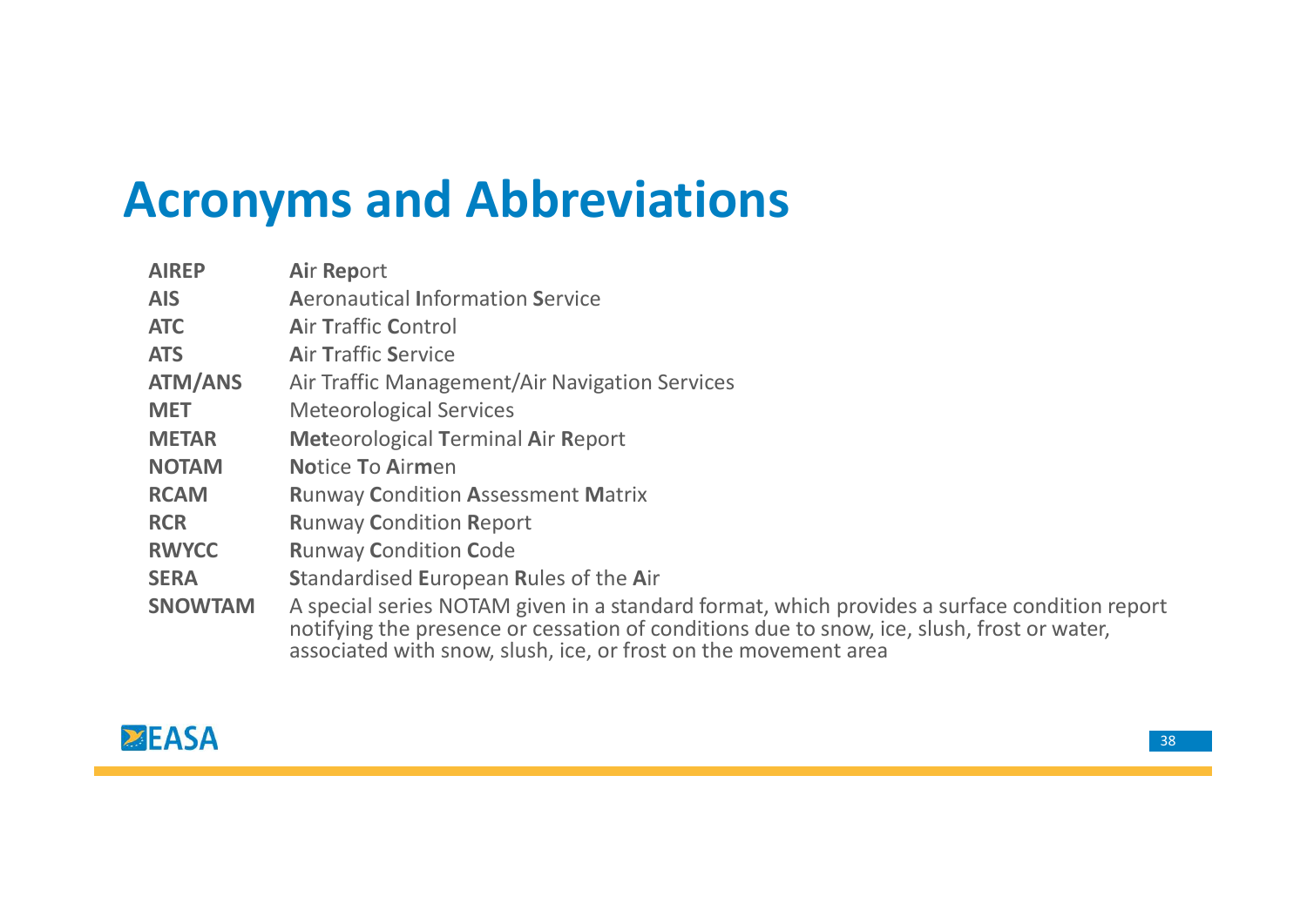# Acronyms and Abbreviations

| | |
|---|---|
| **AIREP** | **Ai**r **Rep**ort |
| **AIS** | **A**eronautical **I**nformation **S**ervice |
| **ATC** | **A**ir **T**raffic **C**ontrol |
| **ATS** | **A**ir **T**raffic **S**ervice |
| **ATM/ANS** | Air Traffic Management/Air Navigation Services |
| **MET** | Meteorological Services |
| **METAR** | **Met**eorological **T**erminal **A**ir **R**eport |
| **NOTAM** | **No**tice **T**o **A**ir**m**en |
| **RCAM** | **R**unway **C**ondition **A**ssessment **M**atrix |
| **RCR** | **R**unway **C**ondition **R**eport |
| **RWYCC** | **R**unway **C**ondition **C**ode |
| **SERA** | **S**tandardised **E**uropean **R**ules of the **A**ir |
| **SNOWTAM** | A special series NOTAM given in a standard format, which provides a surface condition report notifying the presence or cessation of conditions due to snow, ice, slush, frost or water, associated with snow, slush, ice, or frost on the movement area |